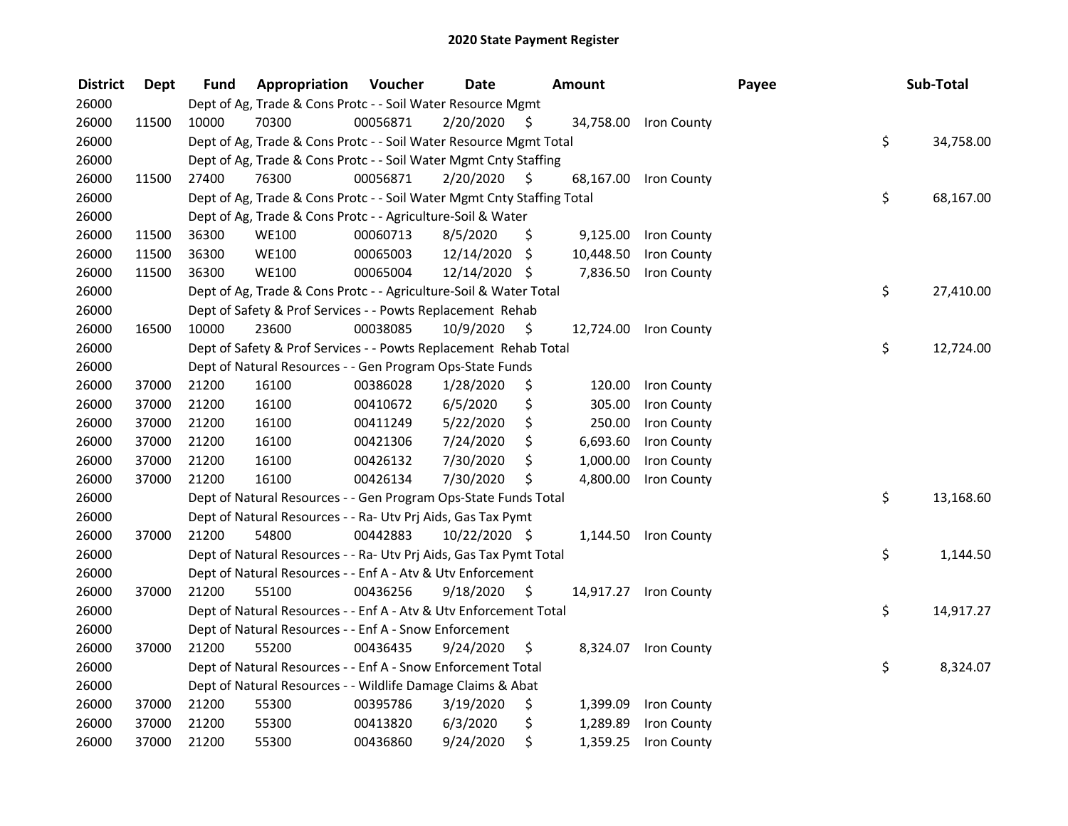# 2020 State Payment Register

| District | Dept | Fund | Appropriation | Voucher | Date | Amount | Payee | Sub-Total |
|---|---|---|---|---|---|---|---|---|
| 26000 | | Dept of Ag, Trade & Cons Protc - - Soil Water Resource Mgmt | | | | | | |
| 26000 | 11500 | 10000 | 70300 | 00056871 | 2/20/2020 | $ 34,758.00 | Iron County | |
| 26000 | | Dept of Ag, Trade & Cons Protc - - Soil Water Resource Mgmt Total | | | | | | $ 34,758.00 |
| 26000 | | Dept of Ag, Trade & Cons Protc - - Soil Water Mgmt Cnty Staffing | | | | | | |
| 26000 | 11500 | 27400 | 76300 | 00056871 | 2/20/2020 | $ 68,167.00 | Iron County | |
| 26000 | | Dept of Ag, Trade & Cons Protc - - Soil Water Mgmt Cnty Staffing Total | | | | | | $ 68,167.00 |
| 26000 | | Dept of Ag, Trade & Cons Protc - - Agriculture-Soil & Water | | | | | | |
| 26000 | 11500 | 36300 | WE100 | 00060713 | 8/5/2020 | $ 9,125.00 | Iron County | |
| 26000 | 11500 | 36300 | WE100 | 00065003 | 12/14/2020 | $ 10,448.50 | Iron County | |
| 26000 | 11500 | 36300 | WE100 | 00065004 | 12/14/2020 | $ 7,836.50 | Iron County | |
| 26000 | | Dept of Ag, Trade & Cons Protc - - Agriculture-Soil & Water Total | | | | | | $ 27,410.00 |
| 26000 | | Dept of Safety & Prof Services - - Powts Replacement Rehab | | | | | | |
| 26000 | 16500 | 10000 | 23600 | 00038085 | 10/9/2020 | $ 12,724.00 | Iron County | |
| 26000 | | Dept of Safety & Prof Services - - Powts Replacement Rehab Total | | | | | | $ 12,724.00 |
| 26000 | | Dept of Natural Resources - - Gen Program Ops-State Funds | | | | | | |
| 26000 | 37000 | 21200 | 16100 | 00386028 | 1/28/2020 | $ 120.00 | Iron County | |
| 26000 | 37000 | 21200 | 16100 | 00410672 | 6/5/2020 | $ 305.00 | Iron County | |
| 26000 | 37000 | 21200 | 16100 | 00411249 | 5/22/2020 | $ 250.00 | Iron County | |
| 26000 | 37000 | 21200 | 16100 | 00421306 | 7/24/2020 | $ 6,693.60 | Iron County | |
| 26000 | 37000 | 21200 | 16100 | 00426132 | 7/30/2020 | $ 1,000.00 | Iron County | |
| 26000 | 37000 | 21200 | 16100 | 00426134 | 7/30/2020 | $ 4,800.00 | Iron County | |
| 26000 | | Dept of Natural Resources - - Gen Program Ops-State Funds Total | | | | | | $ 13,168.60 |
| 26000 | | Dept of Natural Resources - - Ra- Utv Prj Aids, Gas Tax Pymt | | | | | | |
| 26000 | 37000 | 21200 | 54800 | 00442883 | 10/22/2020 | $ 1,144.50 | Iron County | |
| 26000 | | Dept of Natural Resources - - Ra- Utv Prj Aids, Gas Tax Pymt Total | | | | | | $ 1,144.50 |
| 26000 | | Dept of Natural Resources - - Enf A - Atv & Utv Enforcement | | | | | | |
| 26000 | 37000 | 21200 | 55100 | 00436256 | 9/18/2020 | $ 14,917.27 | Iron County | |
| 26000 | | Dept of Natural Resources - - Enf A - Atv & Utv Enforcement Total | | | | | | $ 14,917.27 |
| 26000 | | Dept of Natural Resources - - Enf A - Snow Enforcement | | | | | | |
| 26000 | 37000 | 21200 | 55200 | 00436435 | 9/24/2020 | $ 8,324.07 | Iron County | |
| 26000 | | Dept of Natural Resources - - Enf A - Snow Enforcement Total | | | | | | $ 8,324.07 |
| 26000 | | Dept of Natural Resources - - Wildlife Damage Claims & Abat | | | | | | |
| 26000 | 37000 | 21200 | 55300 | 00395786 | 3/19/2020 | $ 1,399.09 | Iron County | |
| 26000 | 37000 | 21200 | 55300 | 00413820 | 6/3/2020 | $ 1,289.89 | Iron County | |
| 26000 | 37000 | 21200 | 55300 | 00436860 | 9/24/2020 | $ 1,359.25 | Iron County | |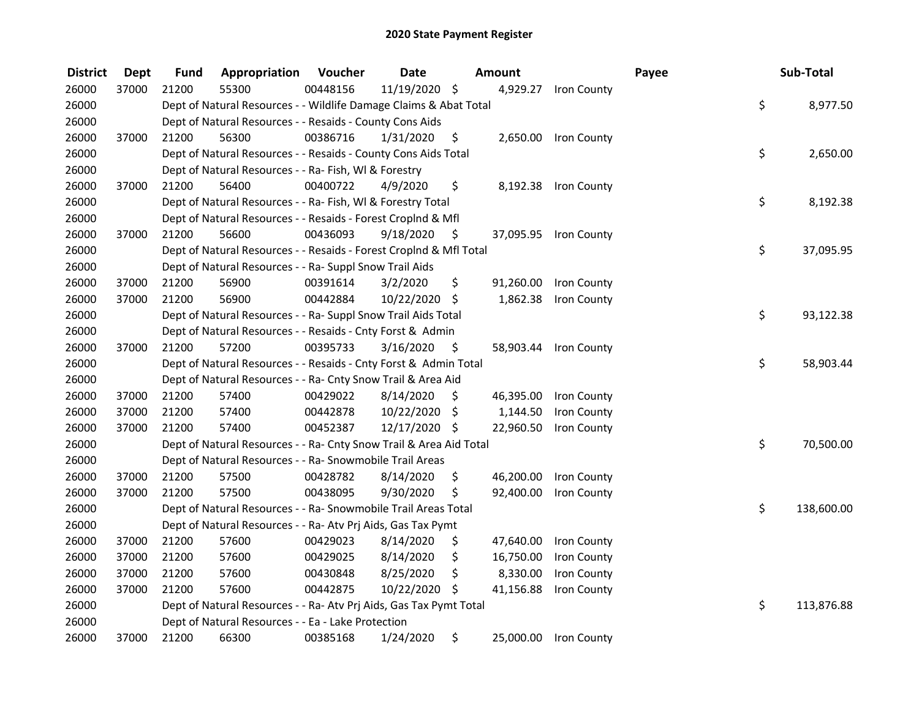## 2020 State Payment Register

| District | Dept | Fund | Appropriation | Voucher | Date | Amount | Payee | Sub-Total |
|---|---|---|---|---|---|---|---|---|
| 26000 | 37000 | 21200 | 55300 | 00448156 | 11/19/2020 | $ 4,929.27 | Iron County | |
| 26000 | | Dept of Natural Resources - - Wildlife Damage Claims & Abat Total | | | | | | $ 8,977.50 |
| 26000 | | Dept of Natural Resources - - Resaids - County Cons Aids | | | | | | |
| 26000 | 37000 | 21200 | 56300 | 00386716 | 1/31/2020 | $ 2,650.00 | Iron County | |
| 26000 | | Dept of Natural Resources - - Resaids - County Cons Aids Total | | | | | | $ 2,650.00 |
| 26000 | | Dept of Natural Resources - - Ra- Fish, Wl & Forestry | | | | | | |
| 26000 | 37000 | 21200 | 56400 | 00400722 | 4/9/2020 | $ 8,192.38 | Iron County | |
| 26000 | | Dept of Natural Resources - - Ra- Fish, Wl & Forestry Total | | | | | | $ 8,192.38 |
| 26000 | | Dept of Natural Resources - - Resaids - Forest Croplnd & Mfl | | | | | | |
| 26000 | 37000 | 21200 | 56600 | 00436093 | 9/18/2020 | $ 37,095.95 | Iron County | |
| 26000 | | Dept of Natural Resources - - Resaids - Forest Croplnd & Mfl Total | | | | | | $ 37,095.95 |
| 26000 | | Dept of Natural Resources - - Ra- Suppl Snow Trail Aids | | | | | | |
| 26000 | 37000 | 21200 | 56900 | 00391614 | 3/2/2020 | $ 91,260.00 | Iron County | |
| 26000 | 37000 | 21200 | 56900 | 00442884 | 10/22/2020 | $ 1,862.38 | Iron County | |
| 26000 | | Dept of Natural Resources - - Ra- Suppl Snow Trail Aids Total | | | | | | $ 93,122.38 |
| 26000 | | Dept of Natural Resources - - Resaids - Cnty Forst & Admin | | | | | | |
| 26000 | 37000 | 21200 | 57200 | 00395733 | 3/16/2020 | $ 58,903.44 | Iron County | |
| 26000 | | Dept of Natural Resources - - Resaids - Cnty Forst & Admin Total | | | | | | $ 58,903.44 |
| 26000 | | Dept of Natural Resources - - Ra- Cnty Snow Trail & Area Aid | | | | | | |
| 26000 | 37000 | 21200 | 57400 | 00429022 | 8/14/2020 | $ 46,395.00 | Iron County | |
| 26000 | 37000 | 21200 | 57400 | 00442878 | 10/22/2020 | $ 1,144.50 | Iron County | |
| 26000 | 37000 | 21200 | 57400 | 00452387 | 12/17/2020 | $ 22,960.50 | Iron County | |
| 26000 | | Dept of Natural Resources - - Ra- Cnty Snow Trail & Area Aid Total | | | | | | $ 70,500.00 |
| 26000 | | Dept of Natural Resources - - Ra- Snowmobile Trail Areas | | | | | | |
| 26000 | 37000 | 21200 | 57500 | 00428782 | 8/14/2020 | $ 46,200.00 | Iron County | |
| 26000 | 37000 | 21200 | 57500 | 00438095 | 9/30/2020 | $ 92,400.00 | Iron County | |
| 26000 | | Dept of Natural Resources - - Ra- Snowmobile Trail Areas Total | | | | | | $ 138,600.00 |
| 26000 | | Dept of Natural Resources - - Ra- Atv Prj Aids, Gas Tax Pymt | | | | | | |
| 26000 | 37000 | 21200 | 57600 | 00429023 | 8/14/2020 | $ 47,640.00 | Iron County | |
| 26000 | 37000 | 21200 | 57600 | 00429025 | 8/14/2020 | $ 16,750.00 | Iron County | |
| 26000 | 37000 | 21200 | 57600 | 00430848 | 8/25/2020 | $ 8,330.00 | Iron County | |
| 26000 | 37000 | 21200 | 57600 | 00442875 | 10/22/2020 | $ 41,156.88 | Iron County | |
| 26000 | | Dept of Natural Resources - - Ra- Atv Prj Aids, Gas Tax Pymt Total | | | | | | $ 113,876.88 |
| 26000 | | Dept of Natural Resources - - Ea - Lake Protection | | | | | | |
| 26000 | 37000 | 21200 | 66300 | 00385168 | 1/24/2020 | $ 25,000.00 | Iron County | |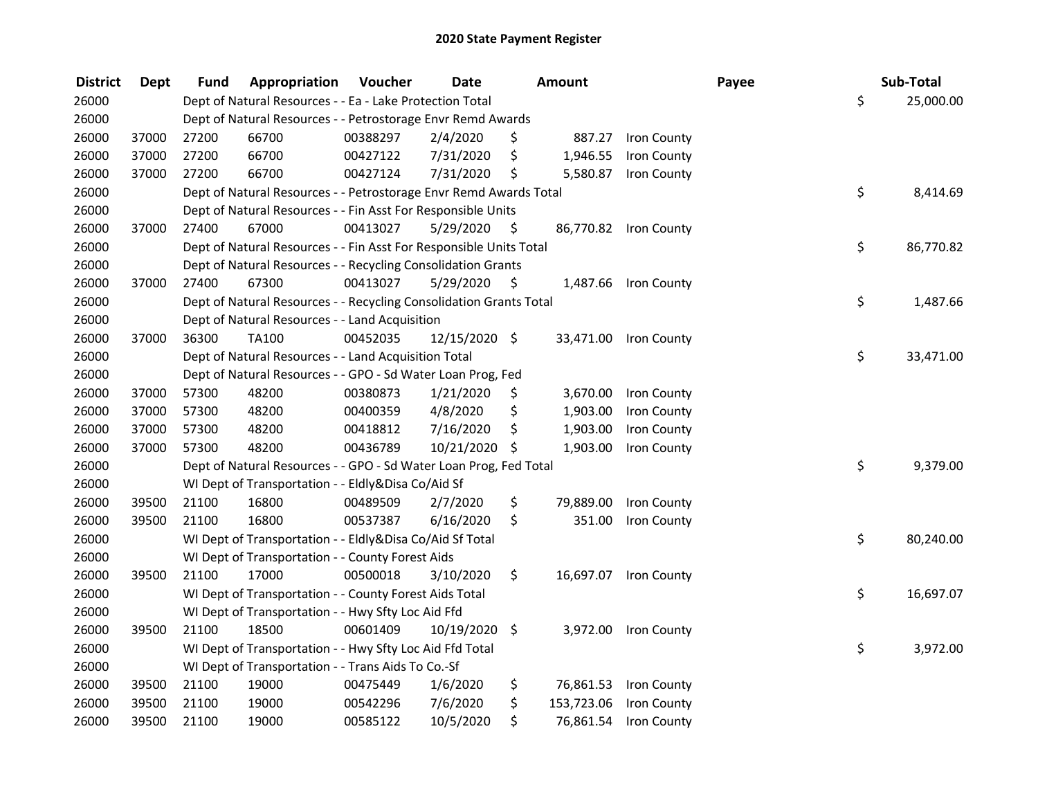# 2020 State Payment Register

| District | Dept | Fund | Appropriation | Voucher | Date | Amount | Payee | Sub-Total |
|---|---|---|---|---|---|---|---|---|
| 26000 | | Dept of Natural Resources - - Ea - Lake Protection Total | | | | | | $ 25,000.00 |
| 26000 | | Dept of Natural Resources - - Petrostorage Envr Remd Awards | | | | | | |
| 26000 | 37000 | 27200 | 66700 | 00388297 | 2/4/2020 | $ 887.27 | Iron County | |
| 26000 | 37000 | 27200 | 66700 | 00427122 | 7/31/2020 | $ 1,946.55 | Iron County | |
| 26000 | 37000 | 27200 | 66700 | 00427124 | 7/31/2020 | $ 5,580.87 | Iron County | |
| 26000 | | Dept of Natural Resources - - Petrostorage Envr Remd Awards Total | | | | | | $ 8,414.69 |
| 26000 | | Dept of Natural Resources - - Fin Asst For Responsible Units | | | | | | |
| 26000 | 37000 | 27400 | 67000 | 00413027 | 5/29/2020 | $ 86,770.82 | Iron County | |
| 26000 | | Dept of Natural Resources - - Fin Asst For Responsible Units Total | | | | | | $ 86,770.82 |
| 26000 | | Dept of Natural Resources - - Recycling Consolidation Grants | | | | | | |
| 26000 | 37000 | 27400 | 67300 | 00413027 | 5/29/2020 | $ 1,487.66 | Iron County | |
| 26000 | | Dept of Natural Resources - - Recycling Consolidation Grants Total | | | | | | $ 1,487.66 |
| 26000 | | Dept of Natural Resources - - Land Acquisition | | | | | | |
| 26000 | 37000 | 36300 | TA100 | 00452035 | 12/15/2020 | $ 33,471.00 | Iron County | |
| 26000 | | Dept of Natural Resources - - Land Acquisition Total | | | | | | $ 33,471.00 |
| 26000 | | Dept of Natural Resources - - GPO - Sd Water Loan Prog, Fed | | | | | | |
| 26000 | 37000 | 57300 | 48200 | 00380873 | 1/21/2020 | $ 3,670.00 | Iron County | |
| 26000 | 37000 | 57300 | 48200 | 00400359 | 4/8/2020 | $ 1,903.00 | Iron County | |
| 26000 | 37000 | 57300 | 48200 | 00418812 | 7/16/2020 | $ 1,903.00 | Iron County | |
| 26000 | 37000 | 57300 | 48200 | 00436789 | 10/21/2020 | $ 1,903.00 | Iron County | |
| 26000 | | Dept of Natural Resources - - GPO - Sd Water Loan Prog, Fed Total | | | | | | $ 9,379.00 |
| 26000 | | WI Dept of Transportation - - Eldly&Disa Co/Aid Sf | | | | | | |
| 26000 | 39500 | 21100 | 16800 | 00489509 | 2/7/2020 | $ 79,889.00 | Iron County | |
| 26000 | 39500 | 21100 | 16800 | 00537387 | 6/16/2020 | $ 351.00 | Iron County | |
| 26000 | | WI Dept of Transportation - - Eldly&Disa Co/Aid Sf Total | | | | | | $ 80,240.00 |
| 26000 | | WI Dept of Transportation - - County Forest Aids | | | | | | |
| 26000 | 39500 | 21100 | 17000 | 00500018 | 3/10/2020 | $ 16,697.07 | Iron County | |
| 26000 | | WI Dept of Transportation - - County Forest Aids Total | | | | | | $ 16,697.07 |
| 26000 | | WI Dept of Transportation - - Hwy Sfty Loc Aid Ffd | | | | | | |
| 26000 | 39500 | 21100 | 18500 | 00601409 | 10/19/2020 | $ 3,972.00 | Iron County | |
| 26000 | | WI Dept of Transportation - - Hwy Sfty Loc Aid Ffd Total | | | | | | $ 3,972.00 |
| 26000 | | WI Dept of Transportation - - Trans Aids To Co.-Sf | | | | | | |
| 26000 | 39500 | 21100 | 19000 | 00475449 | 1/6/2020 | $ 76,861.53 | Iron County | |
| 26000 | 39500 | 21100 | 19000 | 00542296 | 7/6/2020 | $ 153,723.06 | Iron County | |
| 26000 | 39500 | 21100 | 19000 | 00585122 | 10/5/2020 | $ 76,861.54 | Iron County | |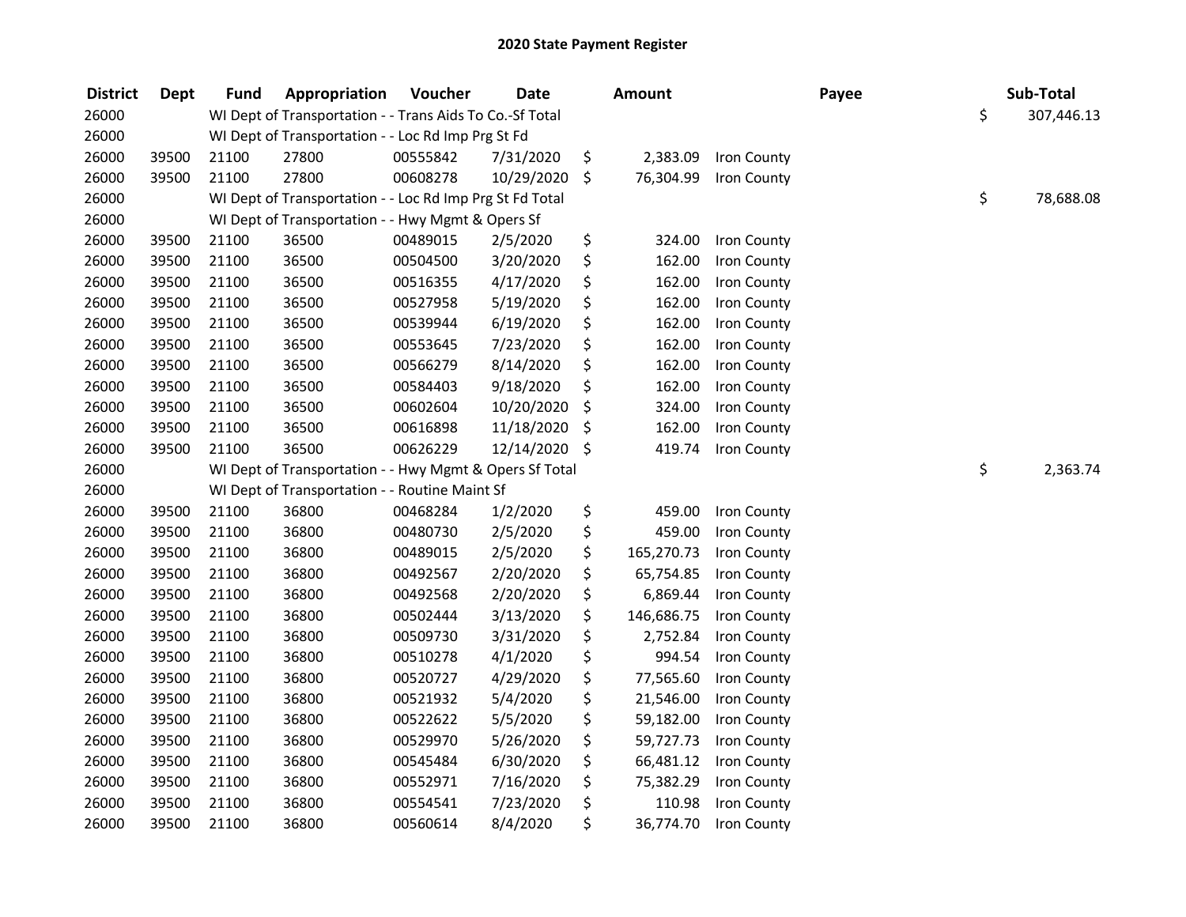# 2020 State Payment Register

| District | Dept | Fund | Appropriation | Voucher | Date | Amount | Payee | Sub-Total |
|---|---|---|---|---|---|---|---|---|
| 26000 | | WI Dept of Transportation - - Trans Aids To Co.-Sf Total | | | | | | $ 307,446.13 |
| 26000 | | WI Dept of Transportation - - Loc Rd Imp Prg St Fd | | | | | | |
| 26000 | 39500 | 21100 | 27800 | 00555842 | 7/31/2020 | $ 2,383.09 | Iron County | |
| 26000 | 39500 | 21100 | 27800 | 00608278 | 10/29/2020 | $ 76,304.99 | Iron County | |
| 26000 | | WI Dept of Transportation - - Loc Rd Imp Prg St Fd Total | | | | | | $ 78,688.08 |
| 26000 | | WI Dept of Transportation - - Hwy Mgmt & Opers Sf | | | | | | |
| 26000 | 39500 | 21100 | 36500 | 00489015 | 2/5/2020 | $ 324.00 | Iron County | |
| 26000 | 39500 | 21100 | 36500 | 00504500 | 3/20/2020 | $ 162.00 | Iron County | |
| 26000 | 39500 | 21100 | 36500 | 00516355 | 4/17/2020 | $ 162.00 | Iron County | |
| 26000 | 39500 | 21100 | 36500 | 00527958 | 5/19/2020 | $ 162.00 | Iron County | |
| 26000 | 39500 | 21100 | 36500 | 00539944 | 6/19/2020 | $ 162.00 | Iron County | |
| 26000 | 39500 | 21100 | 36500 | 00553645 | 7/23/2020 | $ 162.00 | Iron County | |
| 26000 | 39500 | 21100 | 36500 | 00566279 | 8/14/2020 | $ 162.00 | Iron County | |
| 26000 | 39500 | 21100 | 36500 | 00584403 | 9/18/2020 | $ 162.00 | Iron County | |
| 26000 | 39500 | 21100 | 36500 | 00602604 | 10/20/2020 | $ 324.00 | Iron County | |
| 26000 | 39500 | 21100 | 36500 | 00616898 | 11/18/2020 | $ 162.00 | Iron County | |
| 26000 | 39500 | 21100 | 36500 | 00626229 | 12/14/2020 | $ 419.74 | Iron County | |
| 26000 | | WI Dept of Transportation - - Hwy Mgmt & Opers Sf Total | | | | | | $ 2,363.74 |
| 26000 | | WI Dept of Transportation - - Routine Maint Sf | | | | | | |
| 26000 | 39500 | 21100 | 36800 | 00468284 | 1/2/2020 | $ 459.00 | Iron County | |
| 26000 | 39500 | 21100 | 36800 | 00480730 | 2/5/2020 | $ 459.00 | Iron County | |
| 26000 | 39500 | 21100 | 36800 | 00489015 | 2/5/2020 | $ 165,270.73 | Iron County | |
| 26000 | 39500 | 21100 | 36800 | 00492567 | 2/20/2020 | $ 65,754.85 | Iron County | |
| 26000 | 39500 | 21100 | 36800 | 00492568 | 2/20/2020 | $ 6,869.44 | Iron County | |
| 26000 | 39500 | 21100 | 36800 | 00502444 | 3/13/2020 | $ 146,686.75 | Iron County | |
| 26000 | 39500 | 21100 | 36800 | 00509730 | 3/31/2020 | $ 2,752.84 | Iron County | |
| 26000 | 39500 | 21100 | 36800 | 00510278 | 4/1/2020 | $ 994.54 | Iron County | |
| 26000 | 39500 | 21100 | 36800 | 00520727 | 4/29/2020 | $ 77,565.60 | Iron County | |
| 26000 | 39500 | 21100 | 36800 | 00521932 | 5/4/2020 | $ 21,546.00 | Iron County | |
| 26000 | 39500 | 21100 | 36800 | 00522622 | 5/5/2020 | $ 59,182.00 | Iron County | |
| 26000 | 39500 | 21100 | 36800 | 00529970 | 5/26/2020 | $ 59,727.73 | Iron County | |
| 26000 | 39500 | 21100 | 36800 | 00545484 | 6/30/2020 | $ 66,481.12 | Iron County | |
| 26000 | 39500 | 21100 | 36800 | 00552971 | 7/16/2020 | $ 75,382.29 | Iron County | |
| 26000 | 39500 | 21100 | 36800 | 00554541 | 7/23/2020 | $ 110.98 | Iron County | |
| 26000 | 39500 | 21100 | 36800 | 00560614 | 8/4/2020 | $ 36,774.70 | Iron County | |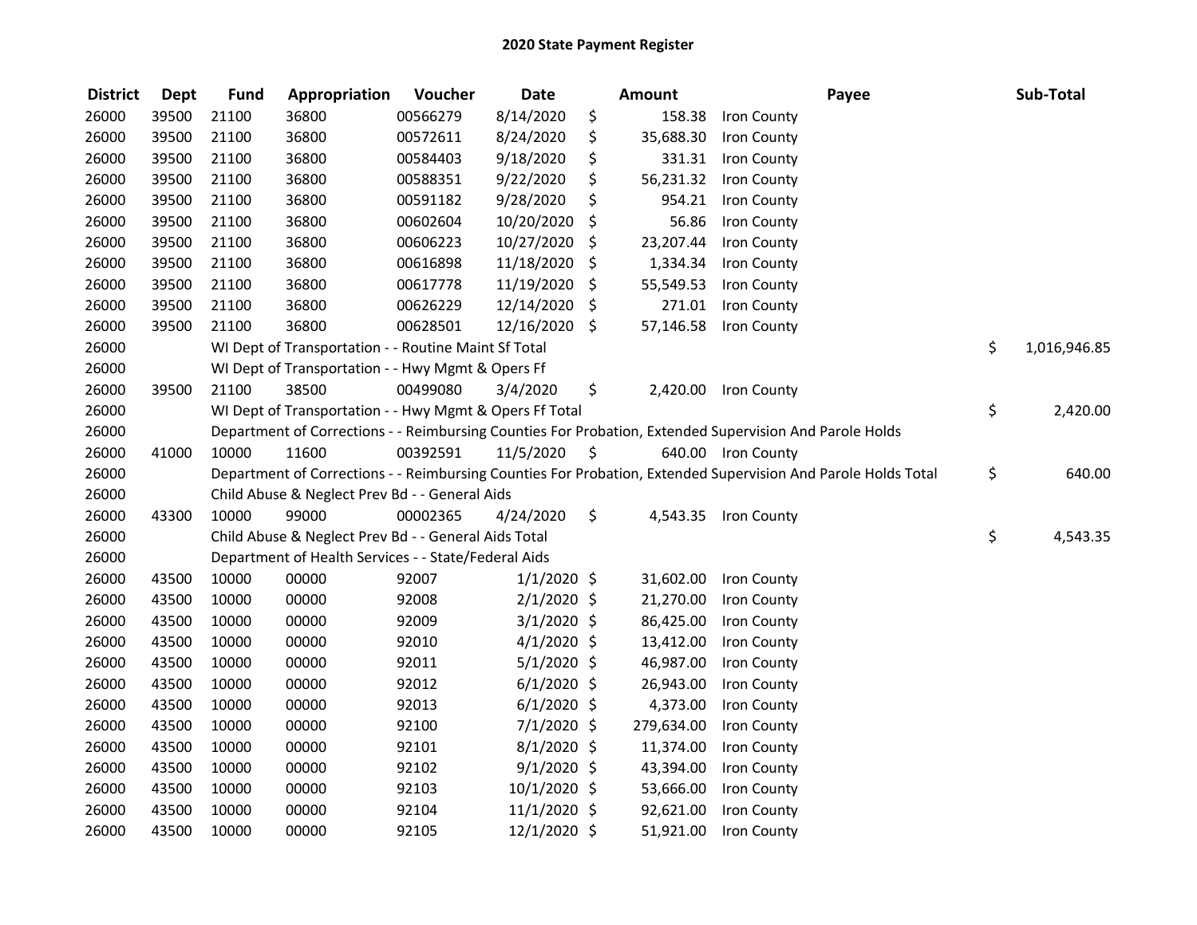# 2020 State Payment Register

| District | Dept | Fund | Appropriation | Voucher | Date | Amount | Payee | Sub-Total |
|---|---|---|---|---|---|---|---|---|
| 26000 | 39500 | 21100 | 36800 | 00566279 | 8/14/2020 | $ 158.38 | Iron County | |
| 26000 | 39500 | 21100 | 36800 | 00572611 | 8/24/2020 | $ 35,688.30 | Iron County | |
| 26000 | 39500 | 21100 | 36800 | 00584403 | 9/18/2020 | $ 331.31 | Iron County | |
| 26000 | 39500 | 21100 | 36800 | 00588351 | 9/22/2020 | $ 56,231.32 | Iron County | |
| 26000 | 39500 | 21100 | 36800 | 00591182 | 9/28/2020 | $ 954.21 | Iron County | |
| 26000 | 39500 | 21100 | 36800 | 00602604 | 10/20/2020 | $ 56.86 | Iron County | |
| 26000 | 39500 | 21100 | 36800 | 00606223 | 10/27/2020 | $ 23,207.44 | Iron County | |
| 26000 | 39500 | 21100 | 36800 | 00616898 | 11/18/2020 | $ 1,334.34 | Iron County | |
| 26000 | 39500 | 21100 | 36800 | 00617778 | 11/19/2020 | $ 55,549.53 | Iron County | |
| 26000 | 39500 | 21100 | 36800 | 00626229 | 12/14/2020 | $ 271.01 | Iron County | |
| 26000 | 39500 | 21100 | 36800 | 00628501 | 12/16/2020 | $ 57,146.58 | Iron County | |
| 26000 | | WI Dept of Transportation - - Routine Maint Sf Total | | | | | | $ 1,016,946.85 |
| 26000 | | WI Dept of Transportation - - Hwy Mgmt & Opers Ff | | | | | | |
| 26000 | 39500 | 21100 | 38500 | 00499080 | 3/4/2020 | $ 2,420.00 | Iron County | |
| 26000 | | WI Dept of Transportation - - Hwy Mgmt & Opers Ff Total | | | | | | $ 2,420.00 |
| 26000 | | Department of Corrections - - Reimbursing Counties For Probation, Extended Supervision And Parole Holds | | | | | | |
| 26000 | 41000 | 10000 | 11600 | 00392591 | 11/5/2020 | $ 640.00 | Iron County | |
| 26000 | | Department of Corrections - - Reimbursing Counties For Probation, Extended Supervision And Parole Holds Total | | | | | | $ 640.00 |
| 26000 | | Child Abuse & Neglect Prev Bd - - General Aids | | | | | | |
| 26000 | 43300 | 10000 | 99000 | 00002365 | 4/24/2020 | $ 4,543.35 | Iron County | |
| 26000 | | Child Abuse & Neglect Prev Bd - - General Aids Total | | | | | | $ 4,543.35 |
| 26000 | | Department of Health Services - - State/Federal Aids | | | | | | |
| 26000 | 43500 | 10000 | 00000 | 92007 | 1/1/2020 | $ 31,602.00 | Iron County | |
| 26000 | 43500 | 10000 | 00000 | 92008 | 2/1/2020 | $ 21,270.00 | Iron County | |
| 26000 | 43500 | 10000 | 00000 | 92009 | 3/1/2020 | $ 86,425.00 | Iron County | |
| 26000 | 43500 | 10000 | 00000 | 92010 | 4/1/2020 | $ 13,412.00 | Iron County | |
| 26000 | 43500 | 10000 | 00000 | 92011 | 5/1/2020 | $ 46,987.00 | Iron County | |
| 26000 | 43500 | 10000 | 00000 | 92012 | 6/1/2020 | $ 26,943.00 | Iron County | |
| 26000 | 43500 | 10000 | 00000 | 92013 | 6/1/2020 | $ 4,373.00 | Iron County | |
| 26000 | 43500 | 10000 | 00000 | 92100 | 7/1/2020 | $ 279,634.00 | Iron County | |
| 26000 | 43500 | 10000 | 00000 | 92101 | 8/1/2020 | $ 11,374.00 | Iron County | |
| 26000 | 43500 | 10000 | 00000 | 92102 | 9/1/2020 | $ 43,394.00 | Iron County | |
| 26000 | 43500 | 10000 | 00000 | 92103 | 10/1/2020 | $ 53,666.00 | Iron County | |
| 26000 | 43500 | 10000 | 00000 | 92104 | 11/1/2020 | $ 92,621.00 | Iron County | |
| 26000 | 43500 | 10000 | 00000 | 92105 | 12/1/2020 | $ 51,921.00 | Iron County | |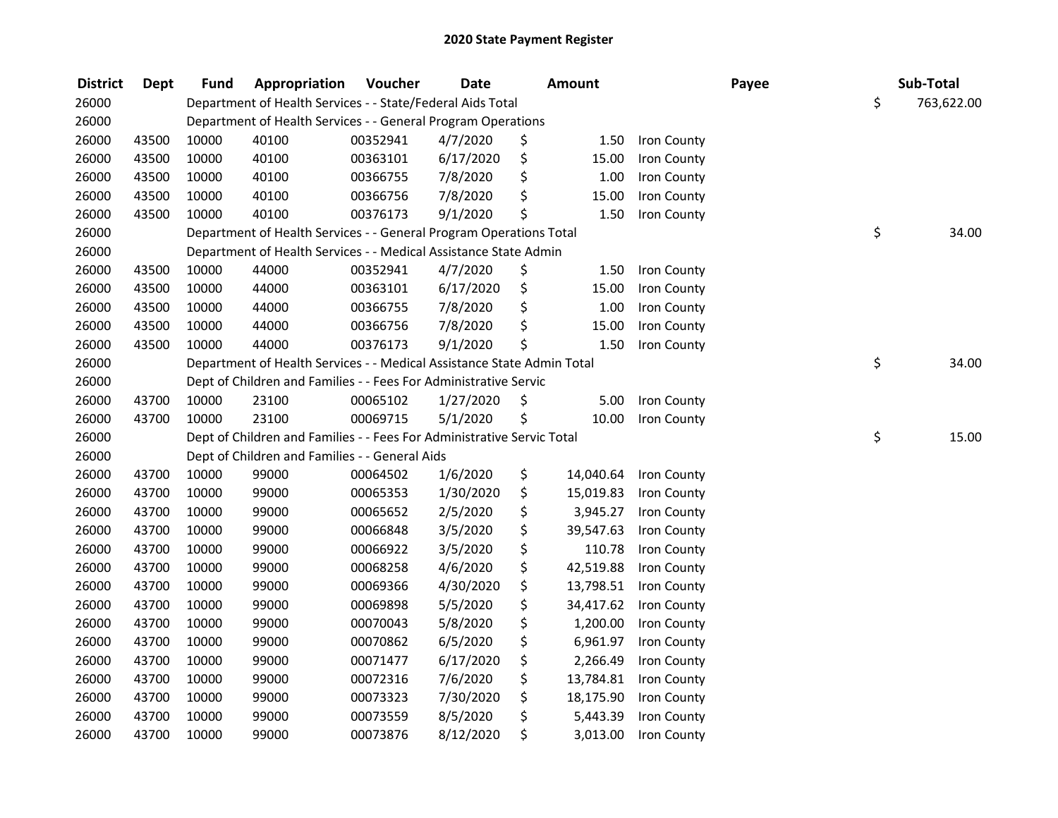# 2020 State Payment Register

| District | Dept | Fund | Appropriation | Voucher | Date | Amount | Payee | Sub-Total |
|---|---|---|---|---|---|---|---|---|
| 26000 | | Department of Health Services - - State/Federal Aids Total | | | | | | $ 763,622.00 |
| 26000 | | Department of Health Services - - General Program Operations | | | | | | |
| 26000 | 43500 | 10000 | 40100 | 00352941 | 4/7/2020 | $ 1.50 | Iron County | |
| 26000 | 43500 | 10000 | 40100 | 00363101 | 6/17/2020 | $ 15.00 | Iron County | |
| 26000 | 43500 | 10000 | 40100 | 00366755 | 7/8/2020 | $ 1.00 | Iron County | |
| 26000 | 43500 | 10000 | 40100 | 00366756 | 7/8/2020 | $ 15.00 | Iron County | |
| 26000 | 43500 | 10000 | 40100 | 00376173 | 9/1/2020 | $ 1.50 | Iron County | |
| 26000 | | Department of Health Services - - General Program Operations Total | | | | | | $ 34.00 |
| 26000 | | Department of Health Services - - Medical Assistance State Admin | | | | | | |
| 26000 | 43500 | 10000 | 44000 | 00352941 | 4/7/2020 | $ 1.50 | Iron County | |
| 26000 | 43500 | 10000 | 44000 | 00363101 | 6/17/2020 | $ 15.00 | Iron County | |
| 26000 | 43500 | 10000 | 44000 | 00366755 | 7/8/2020 | $ 1.00 | Iron County | |
| 26000 | 43500 | 10000 | 44000 | 00366756 | 7/8/2020 | $ 15.00 | Iron County | |
| 26000 | 43500 | 10000 | 44000 | 00376173 | 9/1/2020 | $ 1.50 | Iron County | |
| 26000 | | Department of Health Services - - Medical Assistance State Admin Total | | | | | | $ 34.00 |
| 26000 | | Dept of Children and Families - - Fees For Administrative Servic | | | | | | |
| 26000 | 43700 | 10000 | 23100 | 00065102 | 1/27/2020 | $ 5.00 | Iron County | |
| 26000 | 43700 | 10000 | 23100 | 00069715 | 5/1/2020 | $ 10.00 | Iron County | |
| 26000 | | Dept of Children and Families - - Fees For Administrative Servic Total | | | | | | $ 15.00 |
| 26000 | | Dept of Children and Families - - General Aids | | | | | | |
| 26000 | 43700 | 10000 | 99000 | 00064502 | 1/6/2020 | $ 14,040.64 | Iron County | |
| 26000 | 43700 | 10000 | 99000 | 00065353 | 1/30/2020 | $ 15,019.83 | Iron County | |
| 26000 | 43700 | 10000 | 99000 | 00065652 | 2/5/2020 | $ 3,945.27 | Iron County | |
| 26000 | 43700 | 10000 | 99000 | 00066848 | 3/5/2020 | $ 39,547.63 | Iron County | |
| 26000 | 43700 | 10000 | 99000 | 00066922 | 3/5/2020 | $ 110.78 | Iron County | |
| 26000 | 43700 | 10000 | 99000 | 00068258 | 4/6/2020 | $ 42,519.88 | Iron County | |
| 26000 | 43700 | 10000 | 99000 | 00069366 | 4/30/2020 | $ 13,798.51 | Iron County | |
| 26000 | 43700 | 10000 | 99000 | 00069898 | 5/5/2020 | $ 34,417.62 | Iron County | |
| 26000 | 43700 | 10000 | 99000 | 00070043 | 5/8/2020 | $ 1,200.00 | Iron County | |
| 26000 | 43700 | 10000 | 99000 | 00070862 | 6/5/2020 | $ 6,961.97 | Iron County | |
| 26000 | 43700 | 10000 | 99000 | 00071477 | 6/17/2020 | $ 2,266.49 | Iron County | |
| 26000 | 43700 | 10000 | 99000 | 00072316 | 7/6/2020 | $ 13,784.81 | Iron County | |
| 26000 | 43700 | 10000 | 99000 | 00073323 | 7/30/2020 | $ 18,175.90 | Iron County | |
| 26000 | 43700 | 10000 | 99000 | 00073559 | 8/5/2020 | $ 5,443.39 | Iron County | |
| 26000 | 43700 | 10000 | 99000 | 00073876 | 8/12/2020 | $ 3,013.00 | Iron County | |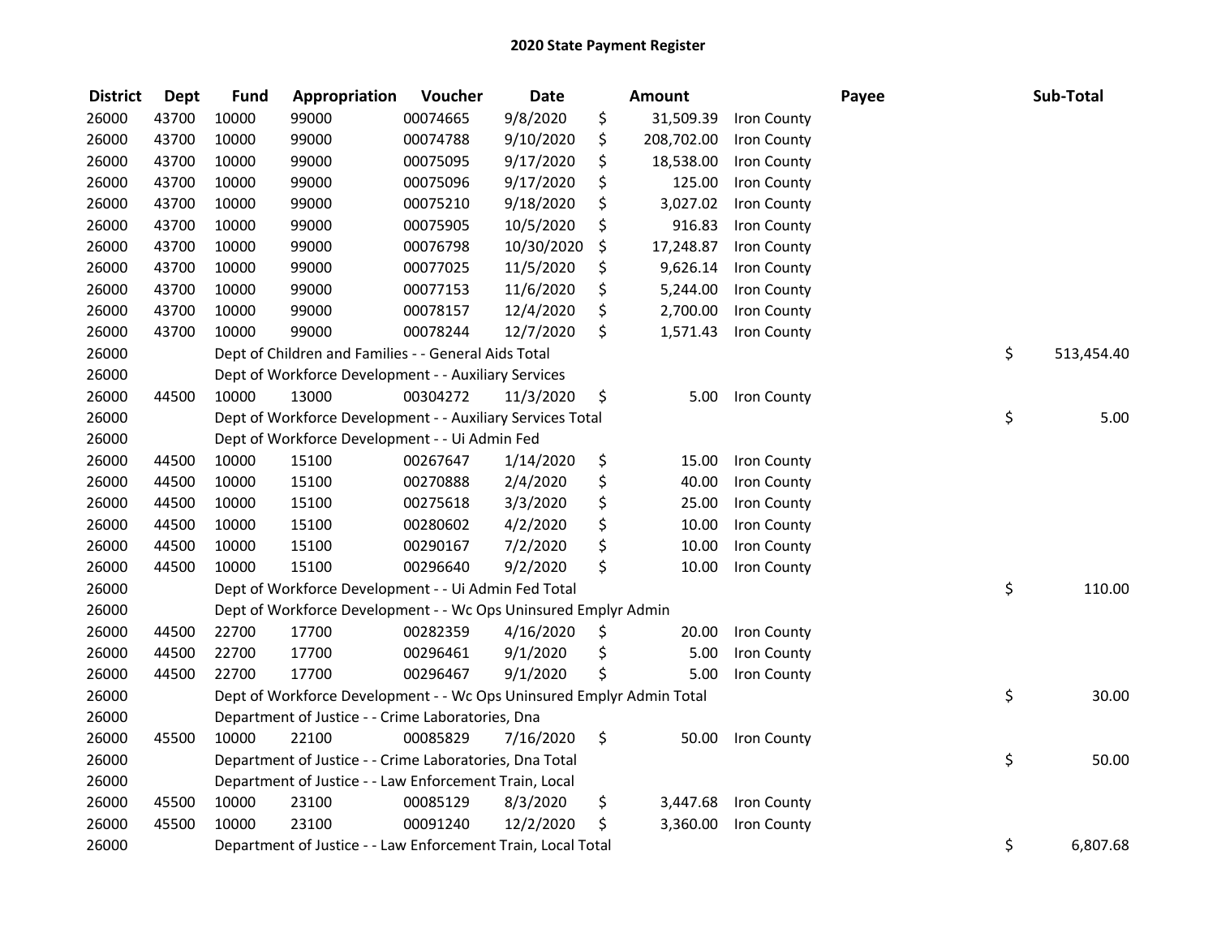# 2020 State Payment Register

| District | Dept | Fund | Appropriation | Voucher | Date | Amount | Payee | Sub-Total |
|---|---|---|---|---|---|---|---|---|
| 26000 | 43700 | 10000 | 99000 | 00074665 | 9/8/2020 | $ 31,509.39 | Iron County | |
| 26000 | 43700 | 10000 | 99000 | 00074788 | 9/10/2020 | $ 208,702.00 | Iron County | |
| 26000 | 43700 | 10000 | 99000 | 00075095 | 9/17/2020 | $ 18,538.00 | Iron County | |
| 26000 | 43700 | 10000 | 99000 | 00075096 | 9/17/2020 | $ 125.00 | Iron County | |
| 26000 | 43700 | 10000 | 99000 | 00075210 | 9/18/2020 | $ 3,027.02 | Iron County | |
| 26000 | 43700 | 10000 | 99000 | 00075905 | 10/5/2020 | $ 916.83 | Iron County | |
| 26000 | 43700 | 10000 | 99000 | 00076798 | 10/30/2020 | $ 17,248.87 | Iron County | |
| 26000 | 43700 | 10000 | 99000 | 00077025 | 11/5/2020 | $ 9,626.14 | Iron County | |
| 26000 | 43700 | 10000 | 99000 | 00077153 | 11/6/2020 | $ 5,244.00 | Iron County | |
| 26000 | 43700 | 10000 | 99000 | 00078157 | 12/4/2020 | $ 2,700.00 | Iron County | |
| 26000 | 43700 | 10000 | 99000 | 00078244 | 12/7/2020 | $ 1,571.43 | Iron County | |
| 26000 | | Dept of Children and Families - - General Aids Total | | | | | | $ 513,454.40 |
| 26000 | | Dept of Workforce Development - - Auxiliary Services | | | | | | |
| 26000 | 44500 | 10000 | 13000 | 00304272 | 11/3/2020 | $ 5.00 | Iron County | |
| 26000 | | Dept of Workforce Development - - Auxiliary Services Total | | | | | | $ 5.00 |
| 26000 | | Dept of Workforce Development - - Ui Admin Fed | | | | | | |
| 26000 | 44500 | 10000 | 15100 | 00267647 | 1/14/2020 | $ 15.00 | Iron County | |
| 26000 | 44500 | 10000 | 15100 | 00270888 | 2/4/2020 | $ 40.00 | Iron County | |
| 26000 | 44500 | 10000 | 15100 | 00275618 | 3/3/2020 | $ 25.00 | Iron County | |
| 26000 | 44500 | 10000 | 15100 | 00280602 | 4/2/2020 | $ 10.00 | Iron County | |
| 26000 | 44500 | 10000 | 15100 | 00290167 | 7/2/2020 | $ 10.00 | Iron County | |
| 26000 | 44500 | 10000 | 15100 | 00296640 | 9/2/2020 | $ 10.00 | Iron County | |
| 26000 | | Dept of Workforce Development - - Ui Admin Fed Total | | | | | | $ 110.00 |
| 26000 | | Dept of Workforce Development - - Wc Ops Uninsured Emplyr Admin | | | | | | |
| 26000 | 44500 | 22700 | 17700 | 00282359 | 4/16/2020 | $ 20.00 | Iron County | |
| 26000 | 44500 | 22700 | 17700 | 00296461 | 9/1/2020 | $ 5.00 | Iron County | |
| 26000 | 44500 | 22700 | 17700 | 00296467 | 9/1/2020 | $ 5.00 | Iron County | |
| 26000 | | Dept of Workforce Development - - Wc Ops Uninsured Emplyr Admin Total | | | | | | $ 30.00 |
| 26000 | | Department of Justice - - Crime Laboratories, Dna | | | | | | |
| 26000 | 45500 | 10000 | 22100 | 00085829 | 7/16/2020 | $ 50.00 | Iron County | |
| 26000 | | Department of Justice - - Crime Laboratories, Dna Total | | | | | | $ 50.00 |
| 26000 | | Department of Justice - - Law Enforcement Train, Local | | | | | | |
| 26000 | 45500 | 10000 | 23100 | 00085129 | 8/3/2020 | $ 3,447.68 | Iron County | |
| 26000 | 45500 | 10000 | 23100 | 00091240 | 12/2/2020 | $ 3,360.00 | Iron County | |
| 26000 | | Department of Justice - - Law Enforcement Train, Local Total | | | | | | $ 6,807.68 |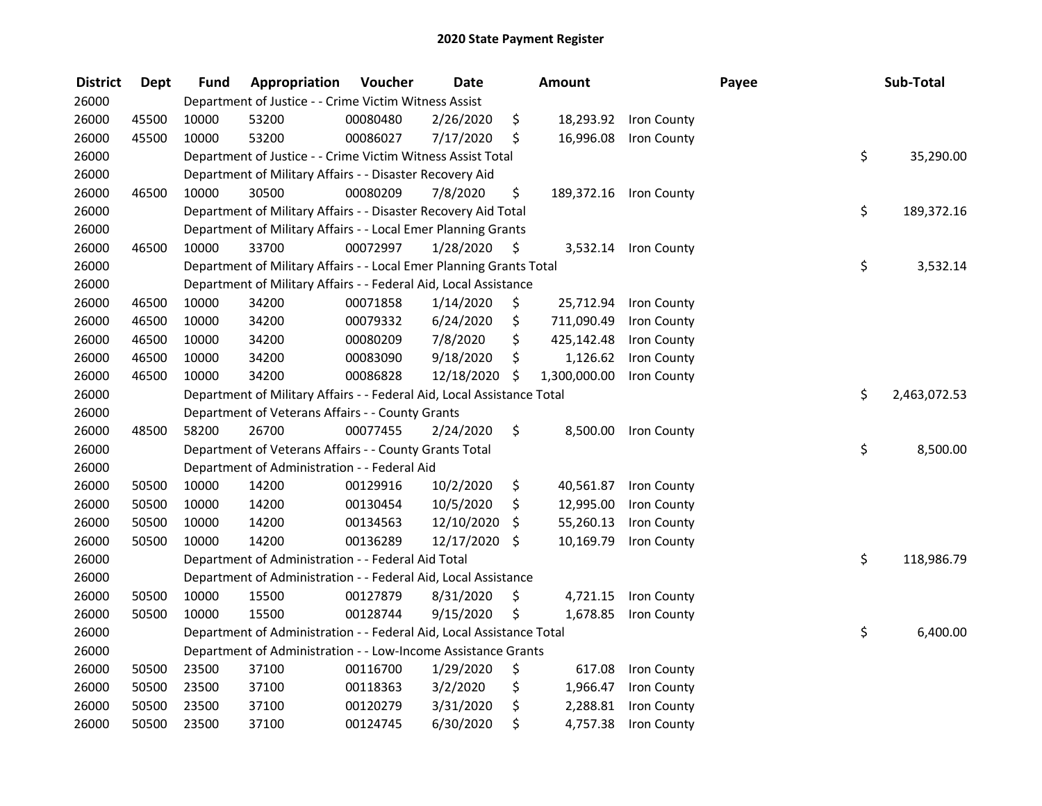# 2020 State Payment Register

| District | Dept | Fund | Appropriation | Voucher | Date | Amount | Payee | Sub-Total |
|---|---|---|---|---|---|---|---|---|
| 26000 | | Department of Justice - - Crime Victim Witness Assist | | | | | | |
| 26000 | 45500 | 10000 | 53200 | 00080480 | 2/26/2020 | $ 18,293.92 | Iron County | |
| 26000 | 45500 | 10000 | 53200 | 00086027 | 7/17/2020 | $ 16,996.08 | Iron County | |
| 26000 | | Department of Justice - - Crime Victim Witness Assist Total | | | | | | $ 35,290.00 |
| 26000 | | Department of Military Affairs - - Disaster Recovery Aid | | | | | | |
| 26000 | 46500 | 10000 | 30500 | 00080209 | 7/8/2020 | $ 189,372.16 | Iron County | |
| 26000 | | Department of Military Affairs - - Disaster Recovery Aid Total | | | | | | $ 189,372.16 |
| 26000 | | Department of Military Affairs - - Local Emer Planning Grants | | | | | | |
| 26000 | 46500 | 10000 | 33700 | 00072997 | 1/28/2020 | $ 3,532.14 | Iron County | |
| 26000 | | Department of Military Affairs - - Local Emer Planning Grants Total | | | | | | $ 3,532.14 |
| 26000 | | Department of Military Affairs - - Federal Aid, Local Assistance | | | | | | |
| 26000 | 46500 | 10000 | 34200 | 00071858 | 1/14/2020 | $ 25,712.94 | Iron County | |
| 26000 | 46500 | 10000 | 34200 | 00079332 | 6/24/2020 | $ 711,090.49 | Iron County | |
| 26000 | 46500 | 10000 | 34200 | 00080209 | 7/8/2020 | $ 425,142.48 | Iron County | |
| 26000 | 46500 | 10000 | 34200 | 00083090 | 9/18/2020 | $ 1,126.62 | Iron County | |
| 26000 | 46500 | 10000 | 34200 | 00086828 | 12/18/2020 | $ 1,300,000.00 | Iron County | |
| 26000 | | Department of Military Affairs - - Federal Aid, Local Assistance Total | | | | | | $ 2,463,072.53 |
| 26000 | | Department of Veterans Affairs - - County Grants | | | | | | |
| 26000 | 48500 | 58200 | 26700 | 00077455 | 2/24/2020 | $ 8,500.00 | Iron County | |
| 26000 | | Department of Veterans Affairs - - County Grants Total | | | | | | $ 8,500.00 |
| 26000 | | Department of Administration - - Federal Aid | | | | | | |
| 26000 | 50500 | 10000 | 14200 | 00129916 | 10/2/2020 | $ 40,561.87 | Iron County | |
| 26000 | 50500 | 10000 | 14200 | 00130454 | 10/5/2020 | $ 12,995.00 | Iron County | |
| 26000 | 50500 | 10000 | 14200 | 00134563 | 12/10/2020 | $ 55,260.13 | Iron County | |
| 26000 | 50500 | 10000 | 14200 | 00136289 | 12/17/2020 | $ 10,169.79 | Iron County | |
| 26000 | | Department of Administration - - Federal Aid Total | | | | | | $ 118,986.79 |
| 26000 | | Department of Administration - - Federal Aid, Local Assistance | | | | | | |
| 26000 | 50500 | 10000 | 15500 | 00127879 | 8/31/2020 | $ 4,721.15 | Iron County | |
| 26000 | 50500 | 10000 | 15500 | 00128744 | 9/15/2020 | $ 1,678.85 | Iron County | |
| 26000 | | Department of Administration - - Federal Aid, Local Assistance Total | | | | | | $ 6,400.00 |
| 26000 | | Department of Administration - - Low-Income Assistance Grants | | | | | | |
| 26000 | 50500 | 23500 | 37100 | 00116700 | 1/29/2020 | $ 617.08 | Iron County | |
| 26000 | 50500 | 23500 | 37100 | 00118363 | 3/2/2020 | $ 1,966.47 | Iron County | |
| 26000 | 50500 | 23500 | 37100 | 00120279 | 3/31/2020 | $ 2,288.81 | Iron County | |
| 26000 | 50500 | 23500 | 37100 | 00124745 | 6/30/2020 | $ 4,757.38 | Iron County | |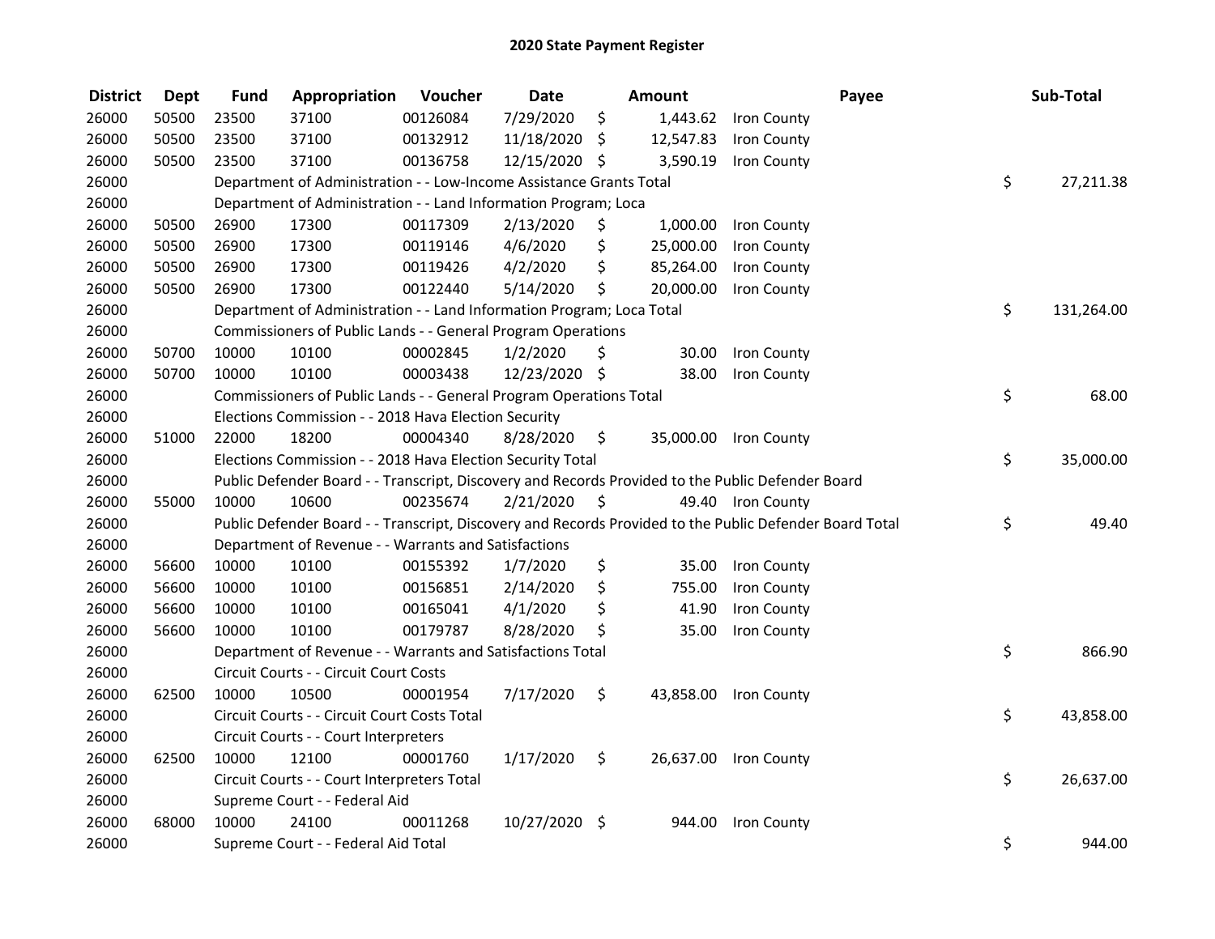## 2020 State Payment Register

| District | Dept | Fund | Appropriation | Voucher | Date | Amount | Payee | Sub-Total |
|---|---|---|---|---|---|---|---|---|
| 26000 | 50500 | 23500 | 37100 | 00126084 | 7/29/2020 | $ 1,443.62 | Iron County | |
| 26000 | 50500 | 23500 | 37100 | 00132912 | 11/18/2020 | $ 12,547.83 | Iron County | |
| 26000 | 50500 | 23500 | 37100 | 00136758 | 12/15/2020 | $ 3,590.19 | Iron County | |
| 26000 | | Department of Administration - - Low-Income Assistance Grants Total | | | | | | $ 27,211.38 |
| 26000 | | Department of Administration - - Land Information Program; Loca | | | | | | |
| 26000 | 50500 | 26900 | 17300 | 00117309 | 2/13/2020 | $ 1,000.00 | Iron County | |
| 26000 | 50500 | 26900 | 17300 | 00119146 | 4/6/2020 | $ 25,000.00 | Iron County | |
| 26000 | 50500 | 26900 | 17300 | 00119426 | 4/2/2020 | $ 85,264.00 | Iron County | |
| 26000 | 50500 | 26900 | 17300 | 00122440 | 5/14/2020 | $ 20,000.00 | Iron County | |
| 26000 | | Department of Administration - - Land Information Program; Loca Total | | | | | | $ 131,264.00 |
| 26000 | | Commissioners of Public Lands - - General Program Operations | | | | | | |
| 26000 | 50700 | 10000 | 10100 | 00002845 | 1/2/2020 | $ 30.00 | Iron County | |
| 26000 | 50700 | 10000 | 10100 | 00003438 | 12/23/2020 | $ 38.00 | Iron County | |
| 26000 | | Commissioners of Public Lands - - General Program Operations Total | | | | | | $ 68.00 |
| 26000 | | Elections Commission - - 2018 Hava Election Security | | | | | | |
| 26000 | 51000 | 22000 | 18200 | 00004340 | 8/28/2020 | $ 35,000.00 | Iron County | |
| 26000 | | Elections Commission - - 2018 Hava Election Security Total | | | | | | $ 35,000.00 |
| 26000 | | Public Defender Board - - Transcript, Discovery and Records Provided to the Public Defender Board | | | | | | |
| 26000 | 55000 | 10000 | 10600 | 00235674 | 2/21/2020 | $ 49.40 | Iron County | |
| 26000 | | Public Defender Board - - Transcript, Discovery and Records Provided to the Public Defender Board Total | | | | | | $ 49.40 |
| 26000 | | Department of Revenue - - Warrants and Satisfactions | | | | | | |
| 26000 | 56600 | 10000 | 10100 | 00155392 | 1/7/2020 | $ 35.00 | Iron County | |
| 26000 | 56600 | 10000 | 10100 | 00156851 | 2/14/2020 | $ 755.00 | Iron County | |
| 26000 | 56600 | 10000 | 10100 | 00165041 | 4/1/2020 | $ 41.90 | Iron County | |
| 26000 | 56600 | 10000 | 10100 | 00179787 | 8/28/2020 | $ 35.00 | Iron County | |
| 26000 | | Department of Revenue - - Warrants and Satisfactions Total | | | | | | $ 866.90 |
| 26000 | | Circuit Courts - - Circuit Court Costs | | | | | | |
| 26000 | 62500 | 10000 | 10500 | 00001954 | 7/17/2020 | $ 43,858.00 | Iron County | |
| 26000 | | Circuit Courts - - Circuit Court Costs Total | | | | | | $ 43,858.00 |
| 26000 | | Circuit Courts - - Court Interpreters | | | | | | |
| 26000 | 62500 | 10000 | 12100 | 00001760 | 1/17/2020 | $ 26,637.00 | Iron County | |
| 26000 | | Circuit Courts - - Court Interpreters Total | | | | | | $ 26,637.00 |
| 26000 | | Supreme Court - - Federal Aid | | | | | | |
| 26000 | 68000 | 10000 | 24100 | 00011268 | 10/27/2020 | $ 944.00 | Iron County | |
| 26000 | | Supreme Court - - Federal Aid Total | | | | | | $ 944.00 |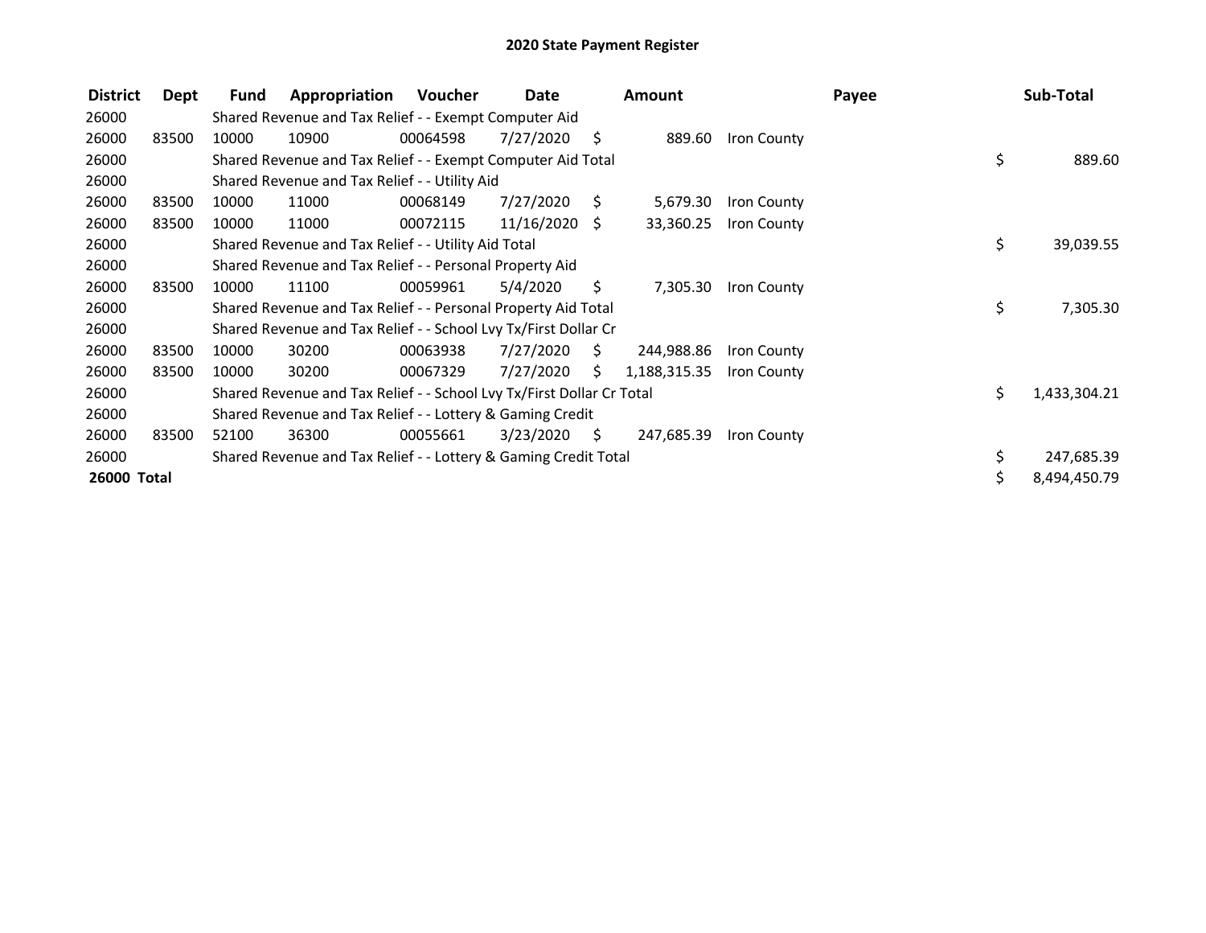# 2020 State Payment Register

| District | Dept | Fund | Appropriation | Voucher | Date | Amount | Payee | Sub-Total |
|---|---|---|---|---|---|---|---|---|
| 26000 | | Shared Revenue and Tax Relief - - Exempt Computer Aid | | | | | | |
| 26000 | 83500 | 10000 | 10900 | 00064598 | 7/27/2020 | $ 889.60 | Iron County | |
| 26000 | | Shared Revenue and Tax Relief - - Exempt Computer Aid Total | | | | | | $ 889.60 |
| 26000 | | Shared Revenue and Tax Relief - - Utility Aid | | | | | | |
| 26000 | 83500 | 10000 | 11000 | 00068149 | 7/27/2020 | $ 5,679.30 | Iron County | |
| 26000 | 83500 | 10000 | 11000 | 00072115 | 11/16/2020 | $ 33,360.25 | Iron County | |
| 26000 | | Shared Revenue and Tax Relief - - Utility Aid Total | | | | | | $ 39,039.55 |
| 26000 | | Shared Revenue and Tax Relief - - Personal Property Aid | | | | | | |
| 26000 | 83500 | 10000 | 11100 | 00059961 | 5/4/2020 | $ 7,305.30 | Iron County | |
| 26000 | | Shared Revenue and Tax Relief - - Personal Property Aid Total | | | | | | $ 7,305.30 |
| 26000 | | Shared Revenue and Tax Relief - - School Lvy Tx/First Dollar Cr | | | | | | |
| 26000 | 83500 | 10000 | 30200 | 00063938 | 7/27/2020 | $ 244,988.86 | Iron County | |
| 26000 | 83500 | 10000 | 30200 | 00067329 | 7/27/2020 | $ 1,188,315.35 | Iron County | |
| 26000 | | Shared Revenue and Tax Relief - - School Lvy Tx/First Dollar Cr Total | | | | | | $ 1,433,304.21 |
| 26000 | | Shared Revenue and Tax Relief - - Lottery & Gaming Credit | | | | | | |
| 26000 | 83500 | 52100 | 36300 | 00055661 | 3/23/2020 | $ 247,685.39 | Iron County | |
| 26000 | | Shared Revenue and Tax Relief - - Lottery & Gaming Credit Total | | | | | | $ 247,685.39 |
| **26000 Total** | | | | | | | | $ 8,494,450.79 |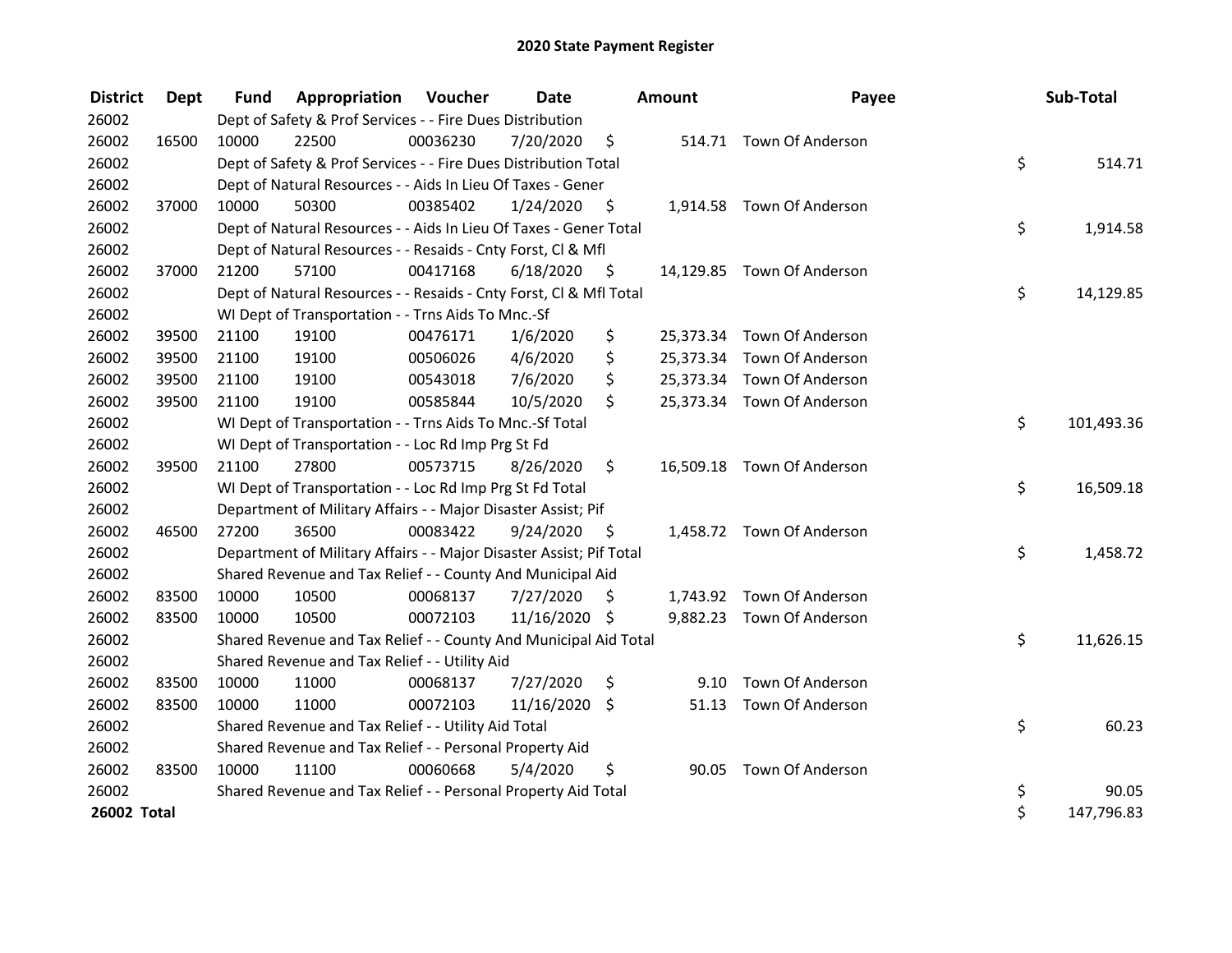# 2020 State Payment Register

| District | Dept | Fund | Appropriation | Voucher | Date | Amount | Payee | Sub-Total |
|---|---|---|---|---|---|---|---|---|
| 26002 | | Dept of Safety & Prof Services - - Fire Dues Distribution | | | | | | |
| 26002 | 16500 | 10000 | 22500 | 00036230 | 7/20/2020 | $ 514.71 | Town Of Anderson | |
| 26002 | | Dept of Safety & Prof Services - - Fire Dues Distribution Total | | | | | | $ 514.71 |
| 26002 | | Dept of Natural Resources - - Aids In Lieu Of Taxes - Gener | | | | | | |
| 26002 | 37000 | 10000 | 50300 | 00385402 | 1/24/2020 | $ 1,914.58 | Town Of Anderson | |
| 26002 | | Dept of Natural Resources - - Aids In Lieu Of Taxes - Gener Total | | | | | | $ 1,914.58 |
| 26002 | | Dept of Natural Resources - - Resaids - Cnty Forst, Cl & Mfl | | | | | | |
| 26002 | 37000 | 21200 | 57100 | 00417168 | 6/18/2020 | $ 14,129.85 | Town Of Anderson | |
| 26002 | | Dept of Natural Resources - - Resaids - Cnty Forst, Cl & Mfl Total | | | | | | $ 14,129.85 |
| 26002 | | WI Dept of Transportation - - Trns Aids To Mnc.-Sf | | | | | | |
| 26002 | 39500 | 21100 | 19100 | 00476171 | 1/6/2020 | $ 25,373.34 | Town Of Anderson | |
| 26002 | 39500 | 21100 | 19100 | 00506026 | 4/6/2020 | $ 25,373.34 | Town Of Anderson | |
| 26002 | 39500 | 21100 | 19100 | 00543018 | 7/6/2020 | $ 25,373.34 | Town Of Anderson | |
| 26002 | 39500 | 21100 | 19100 | 00585844 | 10/5/2020 | $ 25,373.34 | Town Of Anderson | |
| 26002 | | WI Dept of Transportation - - Trns Aids To Mnc.-Sf Total | | | | | | $ 101,493.36 |
| 26002 | | WI Dept of Transportation - - Loc Rd Imp Prg St Fd | | | | | | |
| 26002 | 39500 | 21100 | 27800 | 00573715 | 8/26/2020 | $ 16,509.18 | Town Of Anderson | |
| 26002 | | WI Dept of Transportation - - Loc Rd Imp Prg St Fd Total | | | | | | $ 16,509.18 |
| 26002 | | Department of Military Affairs - - Major Disaster Assist; Pif | | | | | | |
| 26002 | 46500 | 27200 | 36500 | 00083422 | 9/24/2020 | $ 1,458.72 | Town Of Anderson | |
| 26002 | | Department of Military Affairs - - Major Disaster Assist; Pif Total | | | | | | $ 1,458.72 |
| 26002 | | Shared Revenue and Tax Relief - - County And Municipal Aid | | | | | | |
| 26002 | 83500 | 10000 | 10500 | 00068137 | 7/27/2020 | $ 1,743.92 | Town Of Anderson | |
| 26002 | 83500 | 10000 | 10500 | 00072103 | 11/16/2020 | $ 9,882.23 | Town Of Anderson | |
| 26002 | | Shared Revenue and Tax Relief - - County And Municipal Aid Total | | | | | | $ 11,626.15 |
| 26002 | | Shared Revenue and Tax Relief - - Utility Aid | | | | | | |
| 26002 | 83500 | 10000 | 11000 | 00068137 | 7/27/2020 | $ 9.10 | Town Of Anderson | |
| 26002 | 83500 | 10000 | 11000 | 00072103 | 11/16/2020 | $ 51.13 | Town Of Anderson | |
| 26002 | | Shared Revenue and Tax Relief - - Utility Aid Total | | | | | | $ 60.23 |
| 26002 | | Shared Revenue and Tax Relief - - Personal Property Aid | | | | | | |
| 26002 | 83500 | 10000 | 11100 | 00060668 | 5/4/2020 | $ 90.05 | Town Of Anderson | |
| 26002 | | Shared Revenue and Tax Relief - - Personal Property Aid Total | | | | | | $ 90.05 |
| **26002 Total** | | | | | | | | $ 147,796.83 |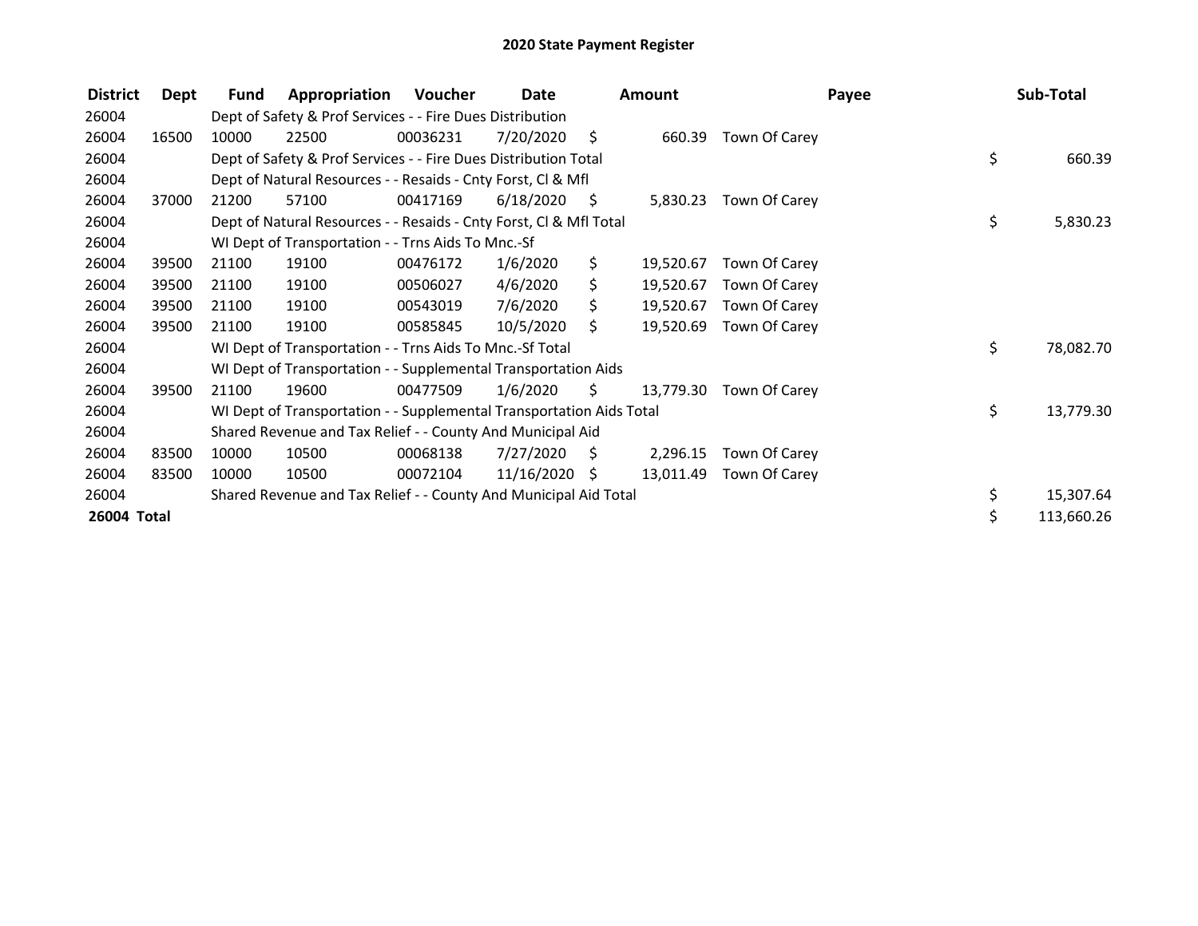# 2020 State Payment Register

| District | Dept | Fund | Appropriation | Voucher | Date | Amount | Payee | Sub-Total |
|---|---|---|---|---|---|---|---|---|
| 26004 | | Dept of Safety & Prof Services - - Fire Dues Distribution | | | | | | |
| 26004 | 16500 | 10000 | 22500 | 00036231 | 7/20/2020 | $ 660.39 | Town Of Carey | |
| 26004 | | Dept of Safety & Prof Services - - Fire Dues Distribution Total | | | | | | $ 660.39 |
| 26004 | | Dept of Natural Resources - - Resaids - Cnty Forst, Cl & Mfl | | | | | | |
| 26004 | 37000 | 21200 | 57100 | 00417169 | 6/18/2020 | $ 5,830.23 | Town Of Carey | |
| 26004 | | Dept of Natural Resources - - Resaids - Cnty Forst, Cl & Mfl Total | | | | | | $ 5,830.23 |
| 26004 | | WI Dept of Transportation - - Trns Aids To Mnc.-Sf | | | | | | |
| 26004 | 39500 | 21100 | 19100 | 00476172 | 1/6/2020 | $ 19,520.67 | Town Of Carey | |
| 26004 | 39500 | 21100 | 19100 | 00506027 | 4/6/2020 | $ 19,520.67 | Town Of Carey | |
| 26004 | 39500 | 21100 | 19100 | 00543019 | 7/6/2020 | $ 19,520.67 | Town Of Carey | |
| 26004 | 39500 | 21100 | 19100 | 00585845 | 10/5/2020 | $ 19,520.69 | Town Of Carey | |
| 26004 | | WI Dept of Transportation - - Trns Aids To Mnc.-Sf Total | | | | | | $ 78,082.70 |
| 26004 | | WI Dept of Transportation - - Supplemental Transportation Aids | | | | | | |
| 26004 | 39500 | 21100 | 19600 | 00477509 | 1/6/2020 | $ 13,779.30 | Town Of Carey | |
| 26004 | | WI Dept of Transportation - - Supplemental Transportation Aids Total | | | | | | $ 13,779.30 |
| 26004 | | Shared Revenue and Tax Relief - - County And Municipal Aid | | | | | | |
| 26004 | 83500 | 10000 | 10500 | 00068138 | 7/27/2020 | $ 2,296.15 | Town Of Carey | |
| 26004 | 83500 | 10000 | 10500 | 00072104 | 11/16/2020 | $ 13,011.49 | Town Of Carey | |
| 26004 | | Shared Revenue and Tax Relief - - County And Municipal Aid Total | | | | | | $ 15,307.64 |
| **26004 Total** | | | | | | | | $ 113,660.26 |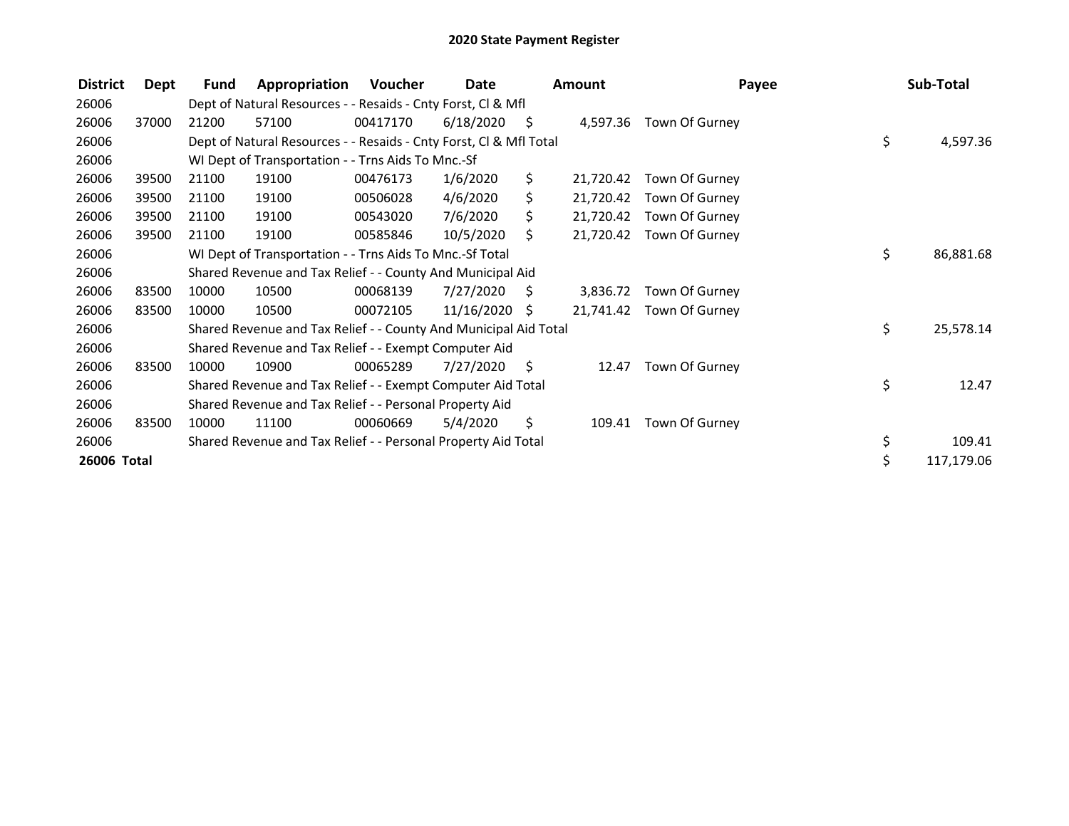# 2020 State Payment Register

| District | Dept | Fund | Appropriation | Voucher | Date | Amount | Payee | Sub-Total |
|---|---|---|---|---|---|---|---|---|
| 26006 | | Dept of Natural Resources - - Resaids - Cnty Forst, Cl & Mfl | | | | | | |
| 26006 | 37000 | 21200 | 57100 | 00417170 | 6/18/2020 | $ 4,597.36 | Town Of Gurney | |
| 26006 | | Dept of Natural Resources - - Resaids - Cnty Forst, Cl & Mfl Total | | | | | | $ 4,597.36 |
| 26006 | | WI Dept of Transportation - - Trns Aids To Mnc.-Sf | | | | | | |
| 26006 | 39500 | 21100 | 19100 | 00476173 | 1/6/2020 | $ 21,720.42 | Town Of Gurney | |
| 26006 | 39500 | 21100 | 19100 | 00506028 | 4/6/2020 | $ 21,720.42 | Town Of Gurney | |
| 26006 | 39500 | 21100 | 19100 | 00543020 | 7/6/2020 | $ 21,720.42 | Town Of Gurney | |
| 26006 | 39500 | 21100 | 19100 | 00585846 | 10/5/2020 | $ 21,720.42 | Town Of Gurney | |
| 26006 | | WI Dept of Transportation - - Trns Aids To Mnc.-Sf Total | | | | | | $ 86,881.68 |
| 26006 | | Shared Revenue and Tax Relief - - County And Municipal Aid | | | | | | |
| 26006 | 83500 | 10000 | 10500 | 00068139 | 7/27/2020 | $ 3,836.72 | Town Of Gurney | |
| 26006 | 83500 | 10000 | 10500 | 00072105 | 11/16/2020 | $ 21,741.42 | Town Of Gurney | |
| 26006 | | Shared Revenue and Tax Relief - - County And Municipal Aid Total | | | | | | $ 25,578.14 |
| 26006 | | Shared Revenue and Tax Relief - - Exempt Computer Aid | | | | | | |
| 26006 | 83500 | 10000 | 10900 | 00065289 | 7/27/2020 | $ 12.47 | Town Of Gurney | |
| 26006 | | Shared Revenue and Tax Relief - - Exempt Computer Aid Total | | | | | | $ 12.47 |
| 26006 | | Shared Revenue and Tax Relief - - Personal Property Aid | | | | | | |
| 26006 | 83500 | 10000 | 11100 | 00060669 | 5/4/2020 | $ 109.41 | Town Of Gurney | |
| 26006 | | Shared Revenue and Tax Relief - - Personal Property Aid Total | | | | | | $ 109.41 |
| **26006 Total** | | | | | | | | $ 117,179.06 |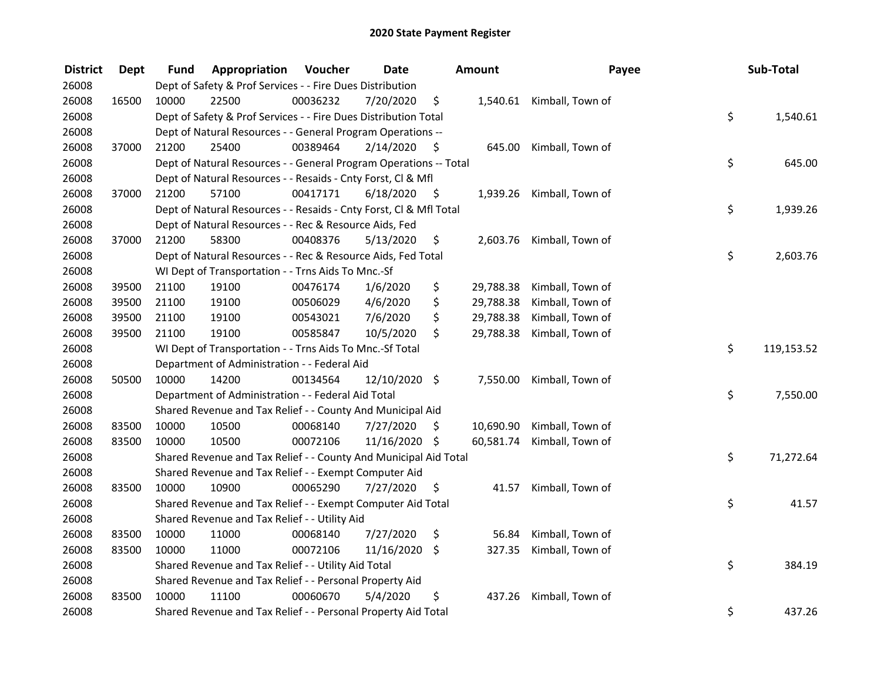## 2020 State Payment Register

| District | Dept | Fund | Appropriation | Voucher | Date | Amount | Payee | Sub-Total |
|---|---|---|---|---|---|---|---|---|
| 26008 | | Dept of Safety & Prof Services - - Fire Dues Distribution | | | | | | |
| 26008 | 16500 | 10000 | 22500 | 00036232 | 7/20/2020 | $ 1,540.61 | Kimball, Town of | |
| 26008 | | Dept of Safety & Prof Services - - Fire Dues Distribution Total | | | | | | $ 1,540.61 |
| 26008 | | Dept of Natural Resources - - General Program Operations -- | | | | | | |
| 26008 | 37000 | 21200 | 25400 | 00389464 | 2/14/2020 | $ 645.00 | Kimball, Town of | |
| 26008 | | Dept of Natural Resources - - General Program Operations -- Total | | | | | | $ 645.00 |
| 26008 | | Dept of Natural Resources - - Resaids - Cnty Forst, Cl & Mfl | | | | | | |
| 26008 | 37000 | 21200 | 57100 | 00417171 | 6/18/2020 | $ 1,939.26 | Kimball, Town of | |
| 26008 | | Dept of Natural Resources - - Resaids - Cnty Forst, Cl & Mfl Total | | | | | | $ 1,939.26 |
| 26008 | | Dept of Natural Resources - - Rec & Resource Aids, Fed | | | | | | |
| 26008 | 37000 | 21200 | 58300 | 00408376 | 5/13/2020 | $ 2,603.76 | Kimball, Town of | |
| 26008 | | Dept of Natural Resources - - Rec & Resource Aids, Fed Total | | | | | | $ 2,603.76 |
| 26008 | | WI Dept of Transportation - - Trns Aids To Mnc.-Sf | | | | | | |
| 26008 | 39500 | 21100 | 19100 | 00476174 | 1/6/2020 | $ 29,788.38 | Kimball, Town of | |
| 26008 | 39500 | 21100 | 19100 | 00506029 | 4/6/2020 | $ 29,788.38 | Kimball, Town of | |
| 26008 | 39500 | 21100 | 19100 | 00543021 | 7/6/2020 | $ 29,788.38 | Kimball, Town of | |
| 26008 | 39500 | 21100 | 19100 | 00585847 | 10/5/2020 | $ 29,788.38 | Kimball, Town of | |
| 26008 | | WI Dept of Transportation - - Trns Aids To Mnc.-Sf Total | | | | | | $ 119,153.52 |
| 26008 | | Department of Administration - - Federal Aid | | | | | | |
| 26008 | 50500 | 10000 | 14200 | 00134564 | 12/10/2020 | $ 7,550.00 | Kimball, Town of | |
| 26008 | | Department of Administration - - Federal Aid Total | | | | | | $ 7,550.00 |
| 26008 | | Shared Revenue and Tax Relief - - County And Municipal Aid | | | | | | |
| 26008 | 83500 | 10000 | 10500 | 00068140 | 7/27/2020 | $ 10,690.90 | Kimball, Town of | |
| 26008 | 83500 | 10000 | 10500 | 00072106 | 11/16/2020 | $ 60,581.74 | Kimball, Town of | |
| 26008 | | Shared Revenue and Tax Relief - - County And Municipal Aid Total | | | | | | $ 71,272.64 |
| 26008 | | Shared Revenue and Tax Relief - - Exempt Computer Aid | | | | | | |
| 26008 | 83500 | 10000 | 10900 | 00065290 | 7/27/2020 | $ 41.57 | Kimball, Town of | |
| 26008 | | Shared Revenue and Tax Relief - - Exempt Computer Aid Total | | | | | | $ 41.57 |
| 26008 | | Shared Revenue and Tax Relief - - Utility Aid | | | | | | |
| 26008 | 83500 | 10000 | 11000 | 00068140 | 7/27/2020 | $ 56.84 | Kimball, Town of | |
| 26008 | 83500 | 10000 | 11000 | 00072106 | 11/16/2020 | $ 327.35 | Kimball, Town of | |
| 26008 | | Shared Revenue and Tax Relief - - Utility Aid Total | | | | | | $ 384.19 |
| 26008 | | Shared Revenue and Tax Relief - - Personal Property Aid | | | | | | |
| 26008 | 83500 | 10000 | 11100 | 00060670 | 5/4/2020 | $ 437.26 | Kimball, Town of | |
| 26008 | | Shared Revenue and Tax Relief - - Personal Property Aid Total | | | | | | $ 437.26 |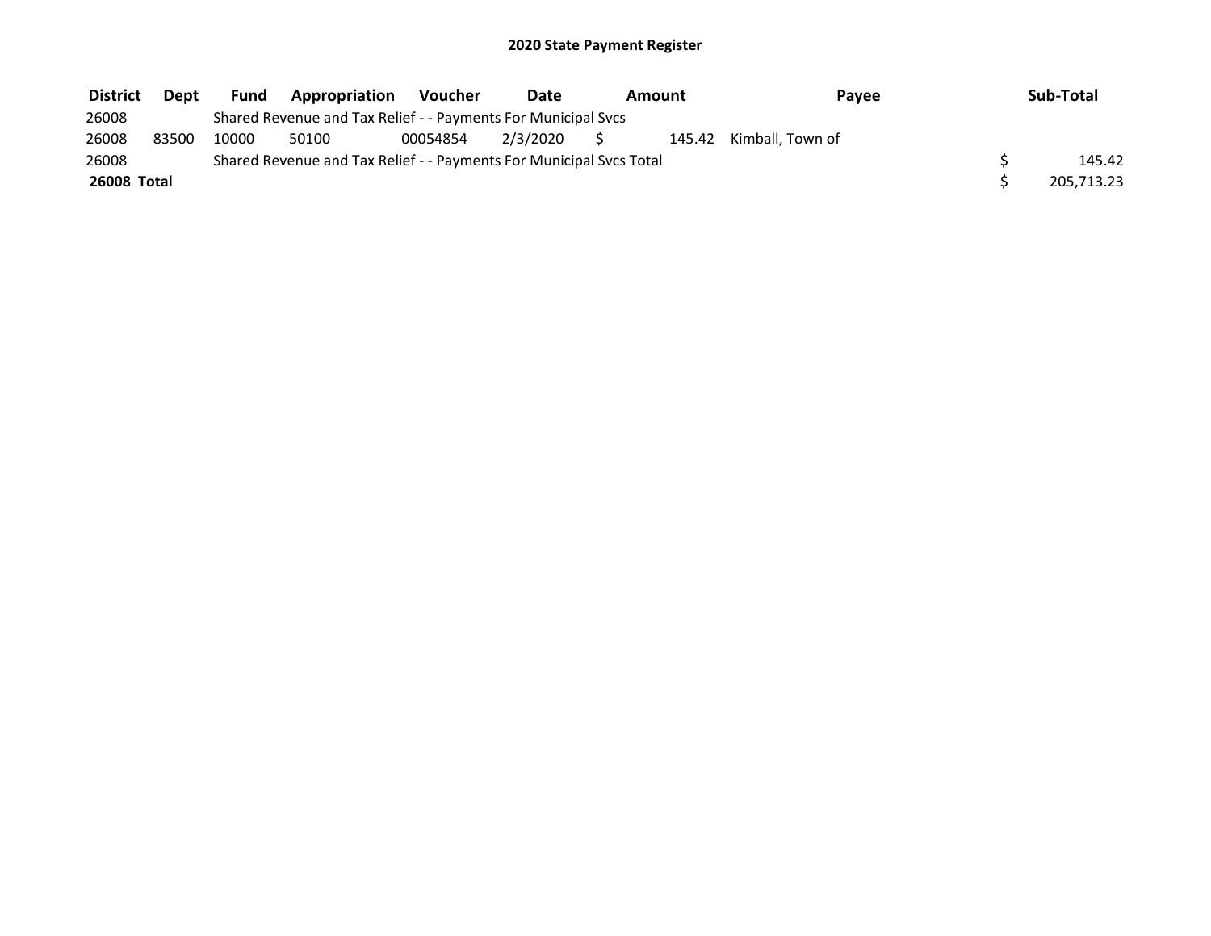## 2020 State Payment Register

| District | Dept | Fund | Appropriation | Voucher | Date | Amount | Payee | Sub-Total |
|---|---|---|---|---|---|---|---|---|
| 26008 | | Shared Revenue and Tax Relief - - Payments For Municipal Svcs | | | | | | |
| 26008 | 83500 | 10000 | 50100 | 00054854 | 2/3/2020 | $ 145.42 | Kimball, Town of | |
| 26008 | | Shared Revenue and Tax Relief - - Payments For Municipal Svcs Total | | | | | | $ 145.42 |
| **26008 Total** | | | | | | | | $ 205,713.23 |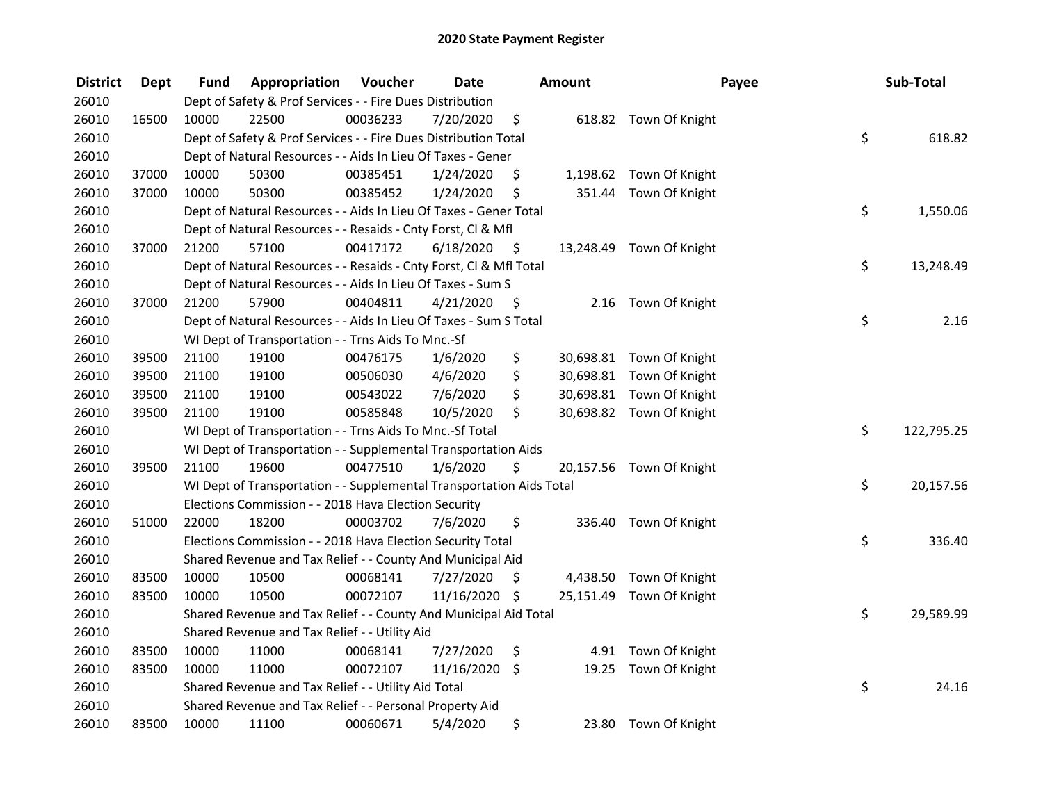# 2020 State Payment Register

| District | Dept | Fund | Appropriation | Voucher | Date | Amount | Payee | Sub-Total |
|---|---|---|---|---|---|---|---|---|
| 26010 | | | Dept of Safety & Prof Services - - Fire Dues Distribution | | | | | |
| 26010 | 16500 | 10000 | 22500 | 00036233 | 7/20/2020 | $ 618.82 | Town Of Knight | |
| 26010 | | | Dept of Safety & Prof Services - - Fire Dues Distribution Total | | | | | $ 618.82 |
| 26010 | | | Dept of Natural Resources - - Aids In Lieu Of Taxes - Gener | | | | | |
| 26010 | 37000 | 10000 | 50300 | 00385451 | 1/24/2020 | $ 1,198.62 | Town Of Knight | |
| 26010 | 37000 | 10000 | 50300 | 00385452 | 1/24/2020 | $ 351.44 | Town Of Knight | |
| 26010 | | | Dept of Natural Resources - - Aids In Lieu Of Taxes - Gener Total | | | | | $ 1,550.06 |
| 26010 | | | Dept of Natural Resources - - Resaids - Cnty Forst, Cl & Mfl | | | | | |
| 26010 | 37000 | 21200 | 57100 | 00417172 | 6/18/2020 | $ 13,248.49 | Town Of Knight | |
| 26010 | | | Dept of Natural Resources - - Resaids - Cnty Forst, Cl & Mfl Total | | | | | $ 13,248.49 |
| 26010 | | | Dept of Natural Resources - - Aids In Lieu Of Taxes - Sum S | | | | | |
| 26010 | 37000 | 21200 | 57900 | 00404811 | 4/21/2020 | $ 2.16 | Town Of Knight | |
| 26010 | | | Dept of Natural Resources - - Aids In Lieu Of Taxes - Sum S Total | | | | | $ 2.16 |
| 26010 | | | WI Dept of Transportation - - Trns Aids To Mnc.-Sf | | | | | |
| 26010 | 39500 | 21100 | 19100 | 00476175 | 1/6/2020 | $ 30,698.81 | Town Of Knight | |
| 26010 | 39500 | 21100 | 19100 | 00506030 | 4/6/2020 | $ 30,698.81 | Town Of Knight | |
| 26010 | 39500 | 21100 | 19100 | 00543022 | 7/6/2020 | $ 30,698.81 | Town Of Knight | |
| 26010 | 39500 | 21100 | 19100 | 00585848 | 10/5/2020 | $ 30,698.82 | Town Of Knight | |
| 26010 | | | WI Dept of Transportation - - Trns Aids To Mnc.-Sf Total | | | | | $ 122,795.25 |
| 26010 | | | WI Dept of Transportation - - Supplemental Transportation Aids | | | | | |
| 26010 | 39500 | 21100 | 19600 | 00477510 | 1/6/2020 | $ 20,157.56 | Town Of Knight | |
| 26010 | | | WI Dept of Transportation - - Supplemental Transportation Aids Total | | | | | $ 20,157.56 |
| 26010 | | | Elections Commission - - 2018 Hava Election Security | | | | | |
| 26010 | 51000 | 22000 | 18200 | 00003702 | 7/6/2020 | $ 336.40 | Town Of Knight | |
| 26010 | | | Elections Commission - - 2018 Hava Election Security Total | | | | | $ 336.40 |
| 26010 | | | Shared Revenue and Tax Relief - - County And Municipal Aid | | | | | |
| 26010 | 83500 | 10000 | 10500 | 00068141 | 7/27/2020 | $ 4,438.50 | Town Of Knight | |
| 26010 | 83500 | 10000 | 10500 | 00072107 | 11/16/2020 | $ 25,151.49 | Town Of Knight | |
| 26010 | | | Shared Revenue and Tax Relief - - County And Municipal Aid Total | | | | | $ 29,589.99 |
| 26010 | | | Shared Revenue and Tax Relief - - Utility Aid | | | | | |
| 26010 | 83500 | 10000 | 11000 | 00068141 | 7/27/2020 | $ 4.91 | Town Of Knight | |
| 26010 | 83500 | 10000 | 11000 | 00072107 | 11/16/2020 | $ 19.25 | Town Of Knight | |
| 26010 | | | Shared Revenue and Tax Relief - - Utility Aid Total | | | | | $ 24.16 |
| 26010 | | | Shared Revenue and Tax Relief - - Personal Property Aid | | | | | |
| 26010 | 83500 | 10000 | 11100 | 00060671 | 5/4/2020 | $ 23.80 | Town Of Knight | |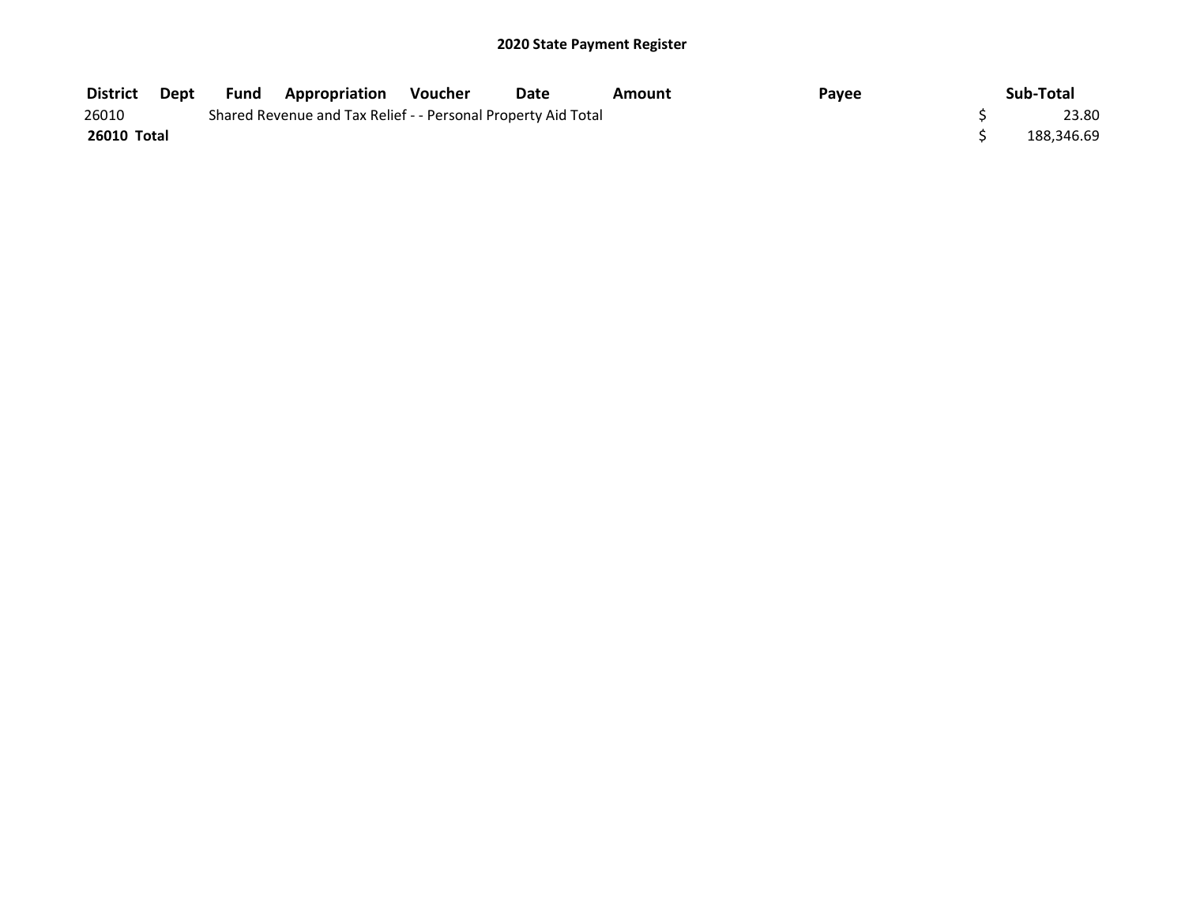## 2020 State Payment Register

| District | Dept | Fund | Appropriation | Voucher | Date | Amount | Payee | Sub-Total |
|---|---|---|---|---|---|---|---|---|
| 26010 | | Shared Revenue and Tax Relief - - Personal Property Aid Total | | | | | | $ 23.80 |
| **26010 Total** | | | | | | | | $ 188,346.69 |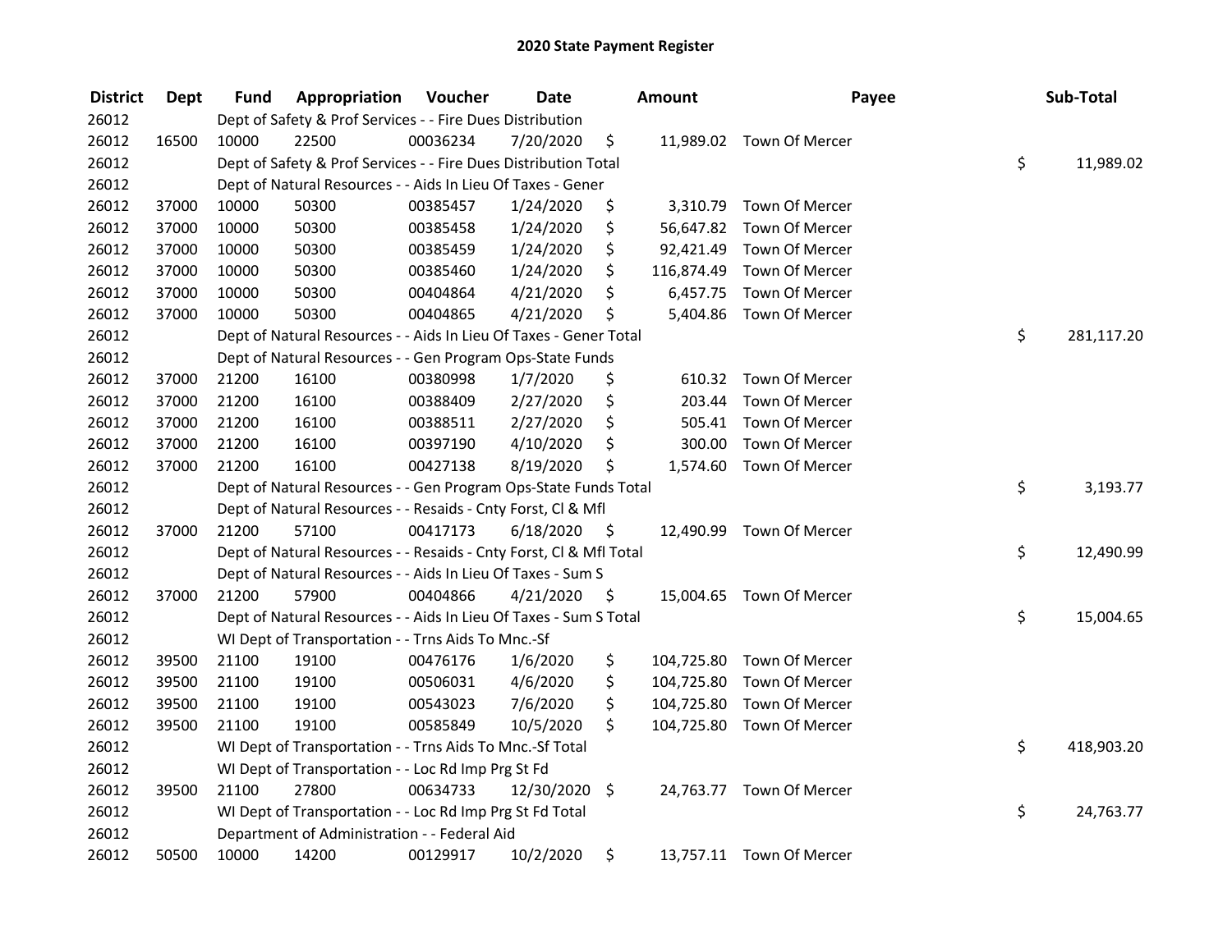# 2020 State Payment Register

| District | Dept | Fund | Appropriation | Voucher | Date | Amount | Payee | Sub-Total |
|---|---|---|---|---|---|---|---|---|
| 26012 | | Dept of Safety & Prof Services - - Fire Dues Distribution | | | | | | |
| 26012 | 16500 | 10000 | 22500 | 00036234 | 7/20/2020 | $ 11,989.02 | Town Of Mercer | |
| 26012 | | Dept of Safety & Prof Services - - Fire Dues Distribution Total | | | | | | $ 11,989.02 |
| 26012 | | Dept of Natural Resources - - Aids In Lieu Of Taxes - Gener | | | | | | |
| 26012 | 37000 | 10000 | 50300 | 00385457 | 1/24/2020 | $ 3,310.79 | Town Of Mercer | |
| 26012 | 37000 | 10000 | 50300 | 00385458 | 1/24/2020 | $ 56,647.82 | Town Of Mercer | |
| 26012 | 37000 | 10000 | 50300 | 00385459 | 1/24/2020 | $ 92,421.49 | Town Of Mercer | |
| 26012 | 37000 | 10000 | 50300 | 00385460 | 1/24/2020 | $ 116,874.49 | Town Of Mercer | |
| 26012 | 37000 | 10000 | 50300 | 00404864 | 4/21/2020 | $ 6,457.75 | Town Of Mercer | |
| 26012 | 37000 | 10000 | 50300 | 00404865 | 4/21/2020 | $ 5,404.86 | Town Of Mercer | |
| 26012 | | Dept of Natural Resources - - Aids In Lieu Of Taxes - Gener Total | | | | | | $ 281,117.20 |
| 26012 | | Dept of Natural Resources - - Gen Program Ops-State Funds | | | | | | |
| 26012 | 37000 | 21200 | 16100 | 00380998 | 1/7/2020 | $ 610.32 | Town Of Mercer | |
| 26012 | 37000 | 21200 | 16100 | 00388409 | 2/27/2020 | $ 203.44 | Town Of Mercer | |
| 26012 | 37000 | 21200 | 16100 | 00388511 | 2/27/2020 | $ 505.41 | Town Of Mercer | |
| 26012 | 37000 | 21200 | 16100 | 00397190 | 4/10/2020 | $ 300.00 | Town Of Mercer | |
| 26012 | 37000 | 21200 | 16100 | 00427138 | 8/19/2020 | $ 1,574.60 | Town Of Mercer | |
| 26012 | | Dept of Natural Resources - - Gen Program Ops-State Funds Total | | | | | | $ 3,193.77 |
| 26012 | | Dept of Natural Resources - - Resaids - Cnty Forst, Cl & Mfl | | | | | | |
| 26012 | 37000 | 21200 | 57100 | 00417173 | 6/18/2020 | $ 12,490.99 | Town Of Mercer | |
| 26012 | | Dept of Natural Resources - - Resaids - Cnty Forst, Cl & Mfl Total | | | | | | $ 12,490.99 |
| 26012 | | Dept of Natural Resources - - Aids In Lieu Of Taxes - Sum S | | | | | | |
| 26012 | 37000 | 21200 | 57900 | 00404866 | 4/21/2020 | $ 15,004.65 | Town Of Mercer | |
| 26012 | | Dept of Natural Resources - - Aids In Lieu Of Taxes - Sum S Total | | | | | | $ 15,004.65 |
| 26012 | | WI Dept of Transportation - - Trns Aids To Mnc.-Sf | | | | | | |
| 26012 | 39500 | 21100 | 19100 | 00476176 | 1/6/2020 | $ 104,725.80 | Town Of Mercer | |
| 26012 | 39500 | 21100 | 19100 | 00506031 | 4/6/2020 | $ 104,725.80 | Town Of Mercer | |
| 26012 | 39500 | 21100 | 19100 | 00543023 | 7/6/2020 | $ 104,725.80 | Town Of Mercer | |
| 26012 | 39500 | 21100 | 19100 | 00585849 | 10/5/2020 | $ 104,725.80 | Town Of Mercer | |
| 26012 | | WI Dept of Transportation - - Trns Aids To Mnc.-Sf Total | | | | | | $ 418,903.20 |
| 26012 | | WI Dept of Transportation - - Loc Rd Imp Prg St Fd | | | | | | |
| 26012 | 39500 | 21100 | 27800 | 00634733 | 12/30/2020 | $ 24,763.77 | Town Of Mercer | |
| 26012 | | WI Dept of Transportation - - Loc Rd Imp Prg St Fd Total | | | | | | $ 24,763.77 |
| 26012 | | Department of Administration - - Federal Aid | | | | | | |
| 26012 | 50500 | 10000 | 14200 | 00129917 | 10/2/2020 | $ 13,757.11 | Town Of Mercer | |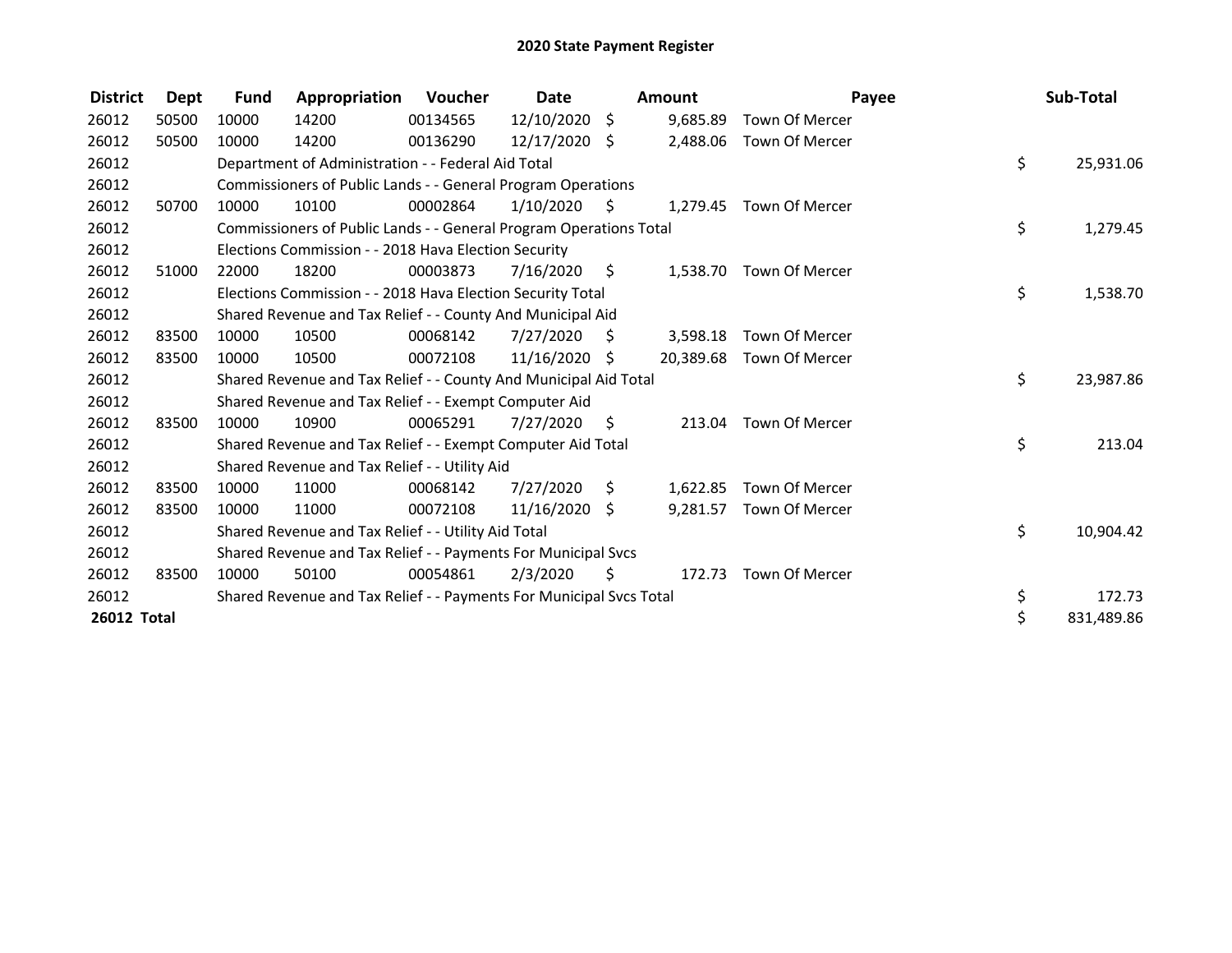# 2020 State Payment Register

| District | Dept | Fund | Appropriation | Voucher | Date | Amount | Payee | Sub-Total |
|---|---|---|---|---|---|---|---|---|
| 26012 | 50500 | 10000 | 14200 | 00134565 | 12/10/2020 | $ 9,685.89 | Town Of Mercer | |
| 26012 | 50500 | 10000 | 14200 | 00136290 | 12/17/2020 | $ 2,488.06 | Town Of Mercer | |
| 26012 | | Department of Administration - - Federal Aid Total | | | | | | $ 25,931.06 |
| 26012 | | Commissioners of Public Lands - - General Program Operations | | | | | | |
| 26012 | 50700 | 10000 | 10100 | 00002864 | 1/10/2020 | $ 1,279.45 | Town Of Mercer | |
| 26012 | | Commissioners of Public Lands - - General Program Operations Total | | | | | | $ 1,279.45 |
| 26012 | | Elections Commission - - 2018 Hava Election Security | | | | | | |
| 26012 | 51000 | 22000 | 18200 | 00003873 | 7/16/2020 | $ 1,538.70 | Town Of Mercer | |
| 26012 | | Elections Commission - - 2018 Hava Election Security Total | | | | | | $ 1,538.70 |
| 26012 | | Shared Revenue and Tax Relief - - County And Municipal Aid | | | | | | |
| 26012 | 83500 | 10000 | 10500 | 00068142 | 7/27/2020 | $ 3,598.18 | Town Of Mercer | |
| 26012 | 83500 | 10000 | 10500 | 00072108 | 11/16/2020 | $ 20,389.68 | Town Of Mercer | |
| 26012 | | Shared Revenue and Tax Relief - - County And Municipal Aid Total | | | | | | $ 23,987.86 |
| 26012 | | Shared Revenue and Tax Relief - - Exempt Computer Aid | | | | | | |
| 26012 | 83500 | 10000 | 10900 | 00065291 | 7/27/2020 | $ 213.04 | Town Of Mercer | |
| 26012 | | Shared Revenue and Tax Relief - - Exempt Computer Aid Total | | | | | | $ 213.04 |
| 26012 | | Shared Revenue and Tax Relief - - Utility Aid | | | | | | |
| 26012 | 83500 | 10000 | 11000 | 00068142 | 7/27/2020 | $ 1,622.85 | Town Of Mercer | |
| 26012 | 83500 | 10000 | 11000 | 00072108 | 11/16/2020 | $ 9,281.57 | Town Of Mercer | |
| 26012 | | Shared Revenue and Tax Relief - - Utility Aid Total | | | | | | $ 10,904.42 |
| 26012 | | Shared Revenue and Tax Relief - - Payments For Municipal Svcs | | | | | | |
| 26012 | 83500 | 10000 | 50100 | 00054861 | 2/3/2020 | $ 172.73 | Town Of Mercer | |
| 26012 | | Shared Revenue and Tax Relief - - Payments For Municipal Svcs Total | | | | | | $ 172.73 |
| **26012 Total** | | | | | | | | $ 831,489.86 |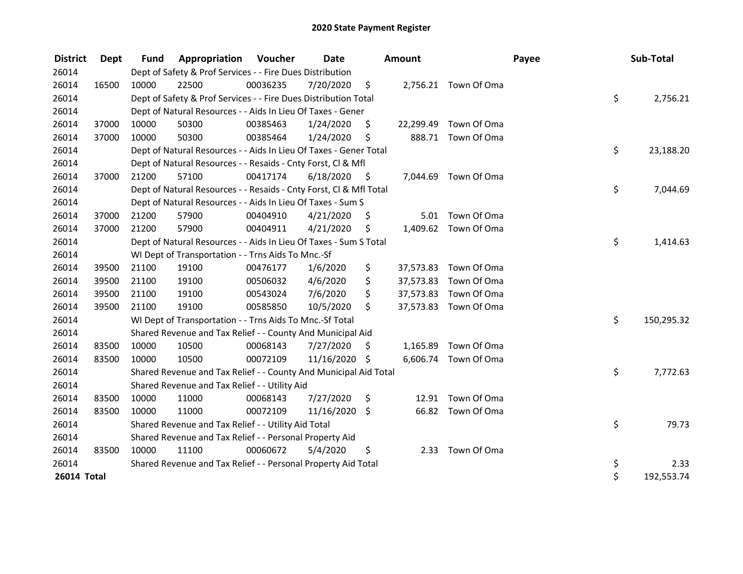# 2020 State Payment Register

| District | Dept | Fund | Appropriation | Voucher | Date | Amount | | Payee | Sub-Total | |
|---|---|---|---|---|---|---|---|---|---|---|
| 26014 | | Dept of Safety & Prof Services - - Fire Dues Distribution | | | | | | | | |
| 26014 | 16500 | 10000 | 22500 | 00036235 | 7/20/2020 | $ | 2,756.21 | Town Of Oma | | |
| 26014 | | Dept of Safety & Prof Services - - Fire Dues Distribution Total | | | | | | | $ | 2,756.21 |
| 26014 | | Dept of Natural Resources - - Aids In Lieu Of Taxes - Gener | | | | | | | | |
| 26014 | 37000 | 10000 | 50300 | 00385463 | 1/24/2020 | $ | 22,299.49 | Town Of Oma | | |
| 26014 | 37000 | 10000 | 50300 | 00385464 | 1/24/2020 | $ | 888.71 | Town Of Oma | | |
| 26014 | | Dept of Natural Resources - - Aids In Lieu Of Taxes - Gener Total | | | | | | | $ | 23,188.20 |
| 26014 | | Dept of Natural Resources - - Resaids - Cnty Forst, Cl & Mfl | | | | | | | | |
| 26014 | 37000 | 21200 | 57100 | 00417174 | 6/18/2020 | $ | 7,044.69 | Town Of Oma | | |
| 26014 | | Dept of Natural Resources - - Resaids - Cnty Forst, Cl & Mfl Total | | | | | | | $ | 7,044.69 |
| 26014 | | Dept of Natural Resources - - Aids In Lieu Of Taxes - Sum S | | | | | | | | |
| 26014 | 37000 | 21200 | 57900 | 00404910 | 4/21/2020 | $ | 5.01 | Town Of Oma | | |
| 26014 | 37000 | 21200 | 57900 | 00404911 | 4/21/2020 | $ | 1,409.62 | Town Of Oma | | |
| 26014 | | Dept of Natural Resources - - Aids In Lieu Of Taxes - Sum S Total | | | | | | | $ | 1,414.63 |
| 26014 | | WI Dept of Transportation - - Trns Aids To Mnc.-Sf | | | | | | | | |
| 26014 | 39500 | 21100 | 19100 | 00476177 | 1/6/2020 | $ | 37,573.83 | Town Of Oma | | |
| 26014 | 39500 | 21100 | 19100 | 00506032 | 4/6/2020 | $ | 37,573.83 | Town Of Oma | | |
| 26014 | 39500 | 21100 | 19100 | 00543024 | 7/6/2020 | $ | 37,573.83 | Town Of Oma | | |
| 26014 | 39500 | 21100 | 19100 | 00585850 | 10/5/2020 | $ | 37,573.83 | Town Of Oma | | |
| 26014 | | WI Dept of Transportation - - Trns Aids To Mnc.-Sf Total | | | | | | | $ | 150,295.32 |
| 26014 | | Shared Revenue and Tax Relief - - County And Municipal Aid | | | | | | | | |
| 26014 | 83500 | 10000 | 10500 | 00068143 | 7/27/2020 | $ | 1,165.89 | Town Of Oma | | |
| 26014 | 83500 | 10000 | 10500 | 00072109 | 11/16/2020 | $ | 6,606.74 | Town Of Oma | | |
| 26014 | | Shared Revenue and Tax Relief - - County And Municipal Aid Total | | | | | | | $ | 7,772.63 |
| 26014 | | Shared Revenue and Tax Relief - - Utility Aid | | | | | | | | |
| 26014 | 83500 | 10000 | 11000 | 00068143 | 7/27/2020 | $ | 12.91 | Town Of Oma | | |
| 26014 | 83500 | 10000 | 11000 | 00072109 | 11/16/2020 | $ | 66.82 | Town Of Oma | | |
| 26014 | | Shared Revenue and Tax Relief - - Utility Aid Total | | | | | | | $ | 79.73 |
| 26014 | | Shared Revenue and Tax Relief - - Personal Property Aid | | | | | | | | |
| 26014 | 83500 | 10000 | 11100 | 00060672 | 5/4/2020 | $ | 2.33 | Town Of Oma | | |
| 26014 | | Shared Revenue and Tax Relief - - Personal Property Aid Total | | | | | | | $ | 2.33 |
| **26014 Total** | | | | | | | | | $ | 192,553.74 |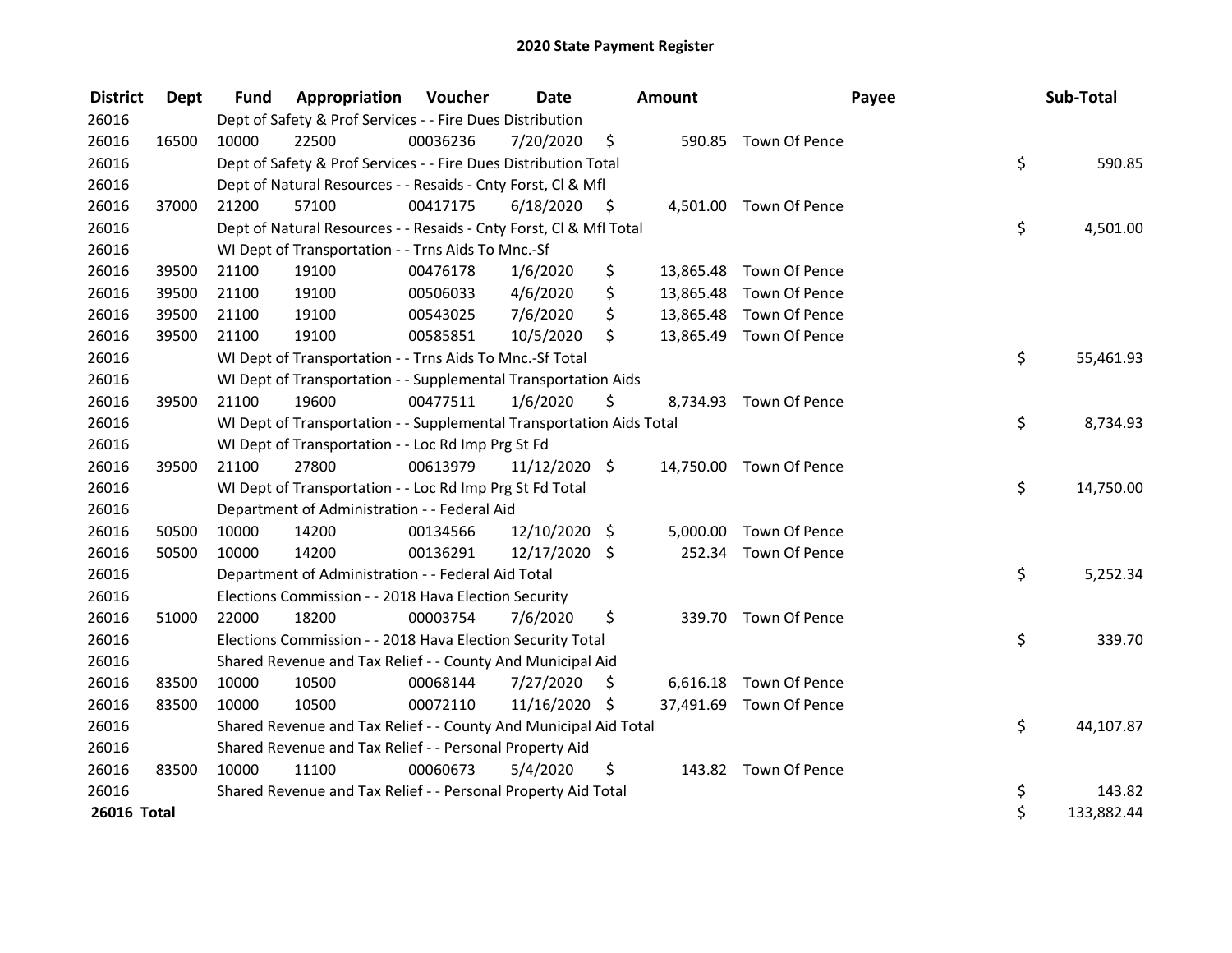# 2020 State Payment Register

| District | Dept | Fund | Appropriation | Voucher | Date | Amount | Payee | Sub-Total |
|---|---|---|---|---|---|---|---|---|
| 26016 | | Dept of Safety & Prof Services - - Fire Dues Distribution | | | | | | |
| 26016 | 16500 | 10000 | 22500 | 00036236 | 7/20/2020 | $ 590.85 | Town Of Pence | |
| 26016 | | Dept of Safety & Prof Services - - Fire Dues Distribution Total | | | | | | $ 590.85 |
| 26016 | | Dept of Natural Resources - - Resaids - Cnty Forst, Cl & Mfl | | | | | | |
| 26016 | 37000 | 21200 | 57100 | 00417175 | 6/18/2020 | $ 4,501.00 | Town Of Pence | |
| 26016 | | Dept of Natural Resources - - Resaids - Cnty Forst, Cl & Mfl Total | | | | | | $ 4,501.00 |
| 26016 | | WI Dept of Transportation - - Trns Aids To Mnc.-Sf | | | | | | |
| 26016 | 39500 | 21100 | 19100 | 00476178 | 1/6/2020 | $ 13,865.48 | Town Of Pence | |
| 26016 | 39500 | 21100 | 19100 | 00506033 | 4/6/2020 | $ 13,865.48 | Town Of Pence | |
| 26016 | 39500 | 21100 | 19100 | 00543025 | 7/6/2020 | $ 13,865.48 | Town Of Pence | |
| 26016 | 39500 | 21100 | 19100 | 00585851 | 10/5/2020 | $ 13,865.49 | Town Of Pence | |
| 26016 | | WI Dept of Transportation - - Trns Aids To Mnc.-Sf Total | | | | | | $ 55,461.93 |
| 26016 | | WI Dept of Transportation - - Supplemental Transportation Aids | | | | | | |
| 26016 | 39500 | 21100 | 19600 | 00477511 | 1/6/2020 | $ 8,734.93 | Town Of Pence | |
| 26016 | | WI Dept of Transportation - - Supplemental Transportation Aids Total | | | | | | $ 8,734.93 |
| 26016 | | WI Dept of Transportation - - Loc Rd Imp Prg St Fd | | | | | | |
| 26016 | 39500 | 21100 | 27800 | 00613979 | 11/12/2020 | $ 14,750.00 | Town Of Pence | |
| 26016 | | WI Dept of Transportation - - Loc Rd Imp Prg St Fd Total | | | | | | $ 14,750.00 |
| 26016 | | Department of Administration - - Federal Aid | | | | | | |
| 26016 | 50500 | 10000 | 14200 | 00134566 | 12/10/2020 | $ 5,000.00 | Town Of Pence | |
| 26016 | 50500 | 10000 | 14200 | 00136291 | 12/17/2020 | $ 252.34 | Town Of Pence | |
| 26016 | | Department of Administration - - Federal Aid Total | | | | | | $ 5,252.34 |
| 26016 | | Elections Commission - - 2018 Hava Election Security | | | | | | |
| 26016 | 51000 | 22000 | 18200 | 00003754 | 7/6/2020 | $ 339.70 | Town Of Pence | |
| 26016 | | Elections Commission - - 2018 Hava Election Security Total | | | | | | $ 339.70 |
| 26016 | | Shared Revenue and Tax Relief - - County And Municipal Aid | | | | | | |
| 26016 | 83500 | 10000 | 10500 | 00068144 | 7/27/2020 | $ 6,616.18 | Town Of Pence | |
| 26016 | 83500 | 10000 | 10500 | 00072110 | 11/16/2020 | $ 37,491.69 | Town Of Pence | |
| 26016 | | Shared Revenue and Tax Relief - - County And Municipal Aid Total | | | | | | $ 44,107.87 |
| 26016 | | Shared Revenue and Tax Relief - - Personal Property Aid | | | | | | |
| 26016 | 83500 | 10000 | 11100 | 00060673 | 5/4/2020 | $ 143.82 | Town Of Pence | |
| 26016 | | Shared Revenue and Tax Relief - - Personal Property Aid Total | | | | | | $ 143.82 |
| **26016 Total** | | | | | | | | $ 133,882.44 |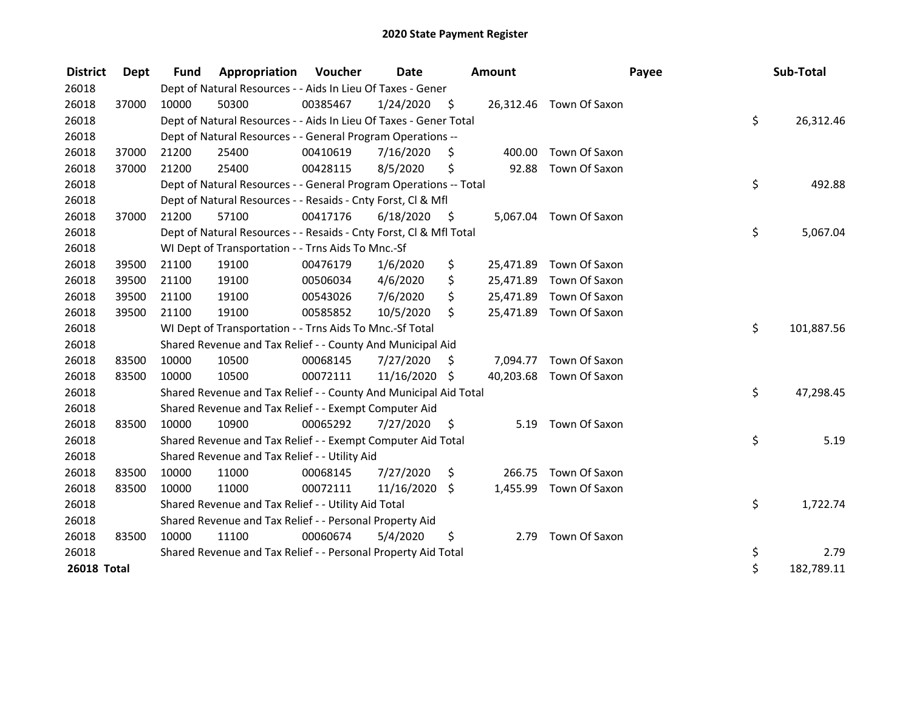# 2020 State Payment Register

| District | Dept | Fund | Appropriation | Voucher | Date | Amount | Payee | Sub-Total |
|---|---|---|---|---|---|---|---|---|
| 26018 | | Dept of Natural Resources - - Aids In Lieu Of Taxes - Gener | | | | | | |
| 26018 | 37000 | 10000 | 50300 | 00385467 | 1/24/2020 | $ 26,312.46 | Town Of Saxon | |
| 26018 | | Dept of Natural Resources - - Aids In Lieu Of Taxes - Gener Total | | | | | | $ 26,312.46 |
| 26018 | | Dept of Natural Resources - - General Program Operations -- | | | | | | |
| 26018 | 37000 | 21200 | 25400 | 00410619 | 7/16/2020 | $ 400.00 | Town Of Saxon | |
| 26018 | 37000 | 21200 | 25400 | 00428115 | 8/5/2020 | $ 92.88 | Town Of Saxon | |
| 26018 | | Dept of Natural Resources - - General Program Operations -- Total | | | | | | $ 492.88 |
| 26018 | | Dept of Natural Resources - - Resaids - Cnty Forst, Cl & Mfl | | | | | | |
| 26018 | 37000 | 21200 | 57100 | 00417176 | 6/18/2020 | $ 5,067.04 | Town Of Saxon | |
| 26018 | | Dept of Natural Resources - - Resaids - Cnty Forst, Cl & Mfl Total | | | | | | $ 5,067.04 |
| 26018 | | WI Dept of Transportation - - Trns Aids To Mnc.-Sf | | | | | | |
| 26018 | 39500 | 21100 | 19100 | 00476179 | 1/6/2020 | $ 25,471.89 | Town Of Saxon | |
| 26018 | 39500 | 21100 | 19100 | 00506034 | 4/6/2020 | $ 25,471.89 | Town Of Saxon | |
| 26018 | 39500 | 21100 | 19100 | 00543026 | 7/6/2020 | $ 25,471.89 | Town Of Saxon | |
| 26018 | 39500 | 21100 | 19100 | 00585852 | 10/5/2020 | $ 25,471.89 | Town Of Saxon | |
| 26018 | | WI Dept of Transportation - - Trns Aids To Mnc.-Sf Total | | | | | | $ 101,887.56 |
| 26018 | | Shared Revenue and Tax Relief - - County And Municipal Aid | | | | | | |
| 26018 | 83500 | 10000 | 10500 | 00068145 | 7/27/2020 | $ 7,094.77 | Town Of Saxon | |
| 26018 | 83500 | 10000 | 10500 | 00072111 | 11/16/2020 | $ 40,203.68 | Town Of Saxon | |
| 26018 | | Shared Revenue and Tax Relief - - County And Municipal Aid Total | | | | | | $ 47,298.45 |
| 26018 | | Shared Revenue and Tax Relief - - Exempt Computer Aid | | | | | | |
| 26018 | 83500 | 10000 | 10900 | 00065292 | 7/27/2020 | $ 5.19 | Town Of Saxon | |
| 26018 | | Shared Revenue and Tax Relief - - Exempt Computer Aid Total | | | | | | $ 5.19 |
| 26018 | | Shared Revenue and Tax Relief - - Utility Aid | | | | | | |
| 26018 | 83500 | 10000 | 11000 | 00068145 | 7/27/2020 | $ 266.75 | Town Of Saxon | |
| 26018 | 83500 | 10000 | 11000 | 00072111 | 11/16/2020 | $ 1,455.99 | Town Of Saxon | |
| 26018 | | Shared Revenue and Tax Relief - - Utility Aid Total | | | | | | $ 1,722.74 |
| 26018 | | Shared Revenue and Tax Relief - - Personal Property Aid | | | | | | |
| 26018 | 83500 | 10000 | 11100 | 00060674 | 5/4/2020 | $ 2.79 | Town Of Saxon | |
| 26018 | | Shared Revenue and Tax Relief - - Personal Property Aid Total | | | | | | $ 2.79 |
| **26018 Total** | | | | | | | | $ 182,789.11 |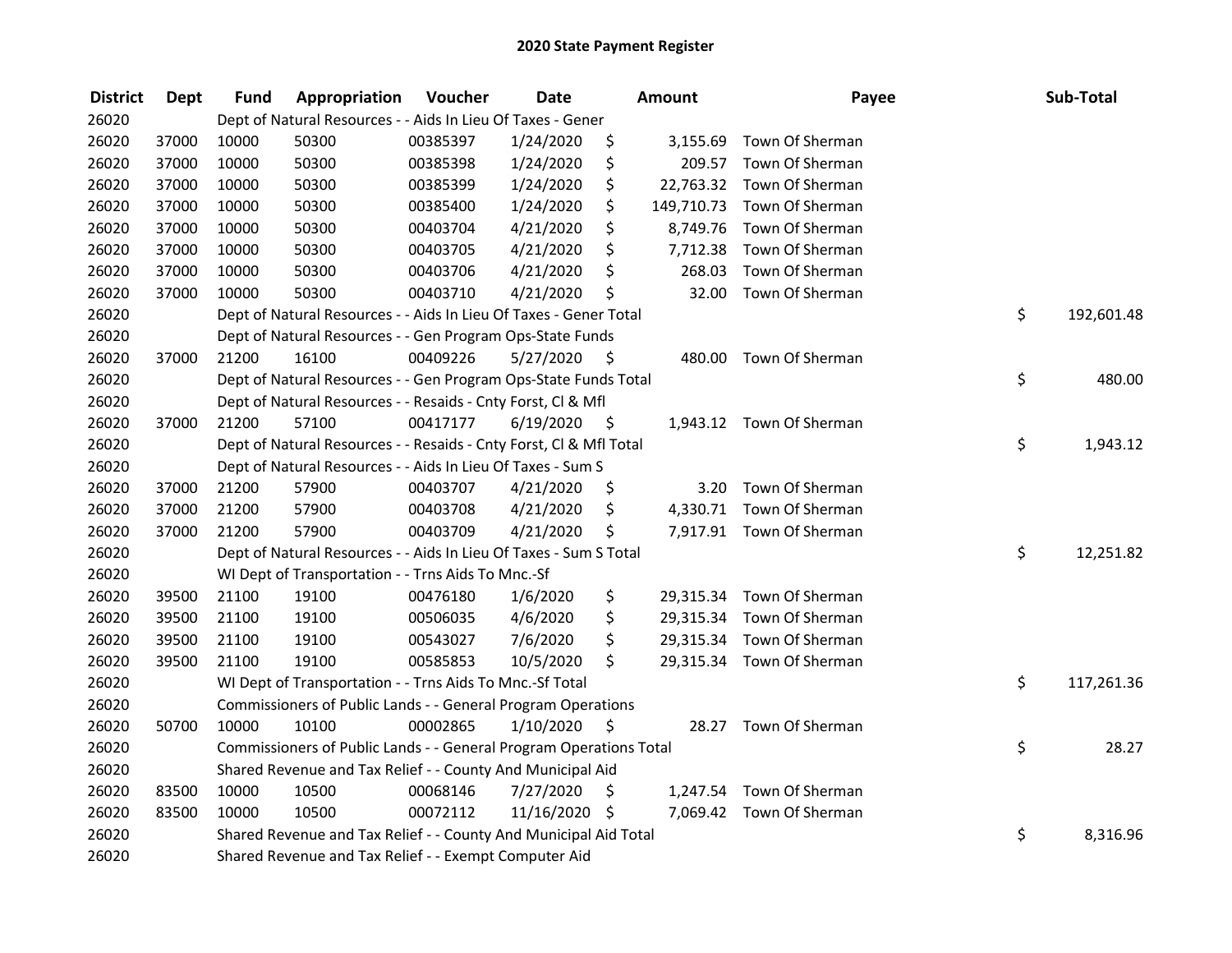## 2020 State Payment Register

| District | Dept | Fund | Appropriation | Voucher | Date | Amount | Payee | Sub-Total |
|---|---|---|---|---|---|---|---|---|
| 26020 | | | Dept of Natural Resources - - Aids In Lieu Of Taxes - Gener | | | | | |
| 26020 | 37000 | 10000 | 50300 | 00385397 | 1/24/2020 | $ 3,155.69 | Town Of Sherman | |
| 26020 | 37000 | 10000 | 50300 | 00385398 | 1/24/2020 | $ 209.57 | Town Of Sherman | |
| 26020 | 37000 | 10000 | 50300 | 00385399 | 1/24/2020 | $ 22,763.32 | Town Of Sherman | |
| 26020 | 37000 | 10000 | 50300 | 00385400 | 1/24/2020 | $ 149,710.73 | Town Of Sherman | |
| 26020 | 37000 | 10000 | 50300 | 00403704 | 4/21/2020 | $ 8,749.76 | Town Of Sherman | |
| 26020 | 37000 | 10000 | 50300 | 00403705 | 4/21/2020 | $ 7,712.38 | Town Of Sherman | |
| 26020 | 37000 | 10000 | 50300 | 00403706 | 4/21/2020 | $ 268.03 | Town Of Sherman | |
| 26020 | 37000 | 10000 | 50300 | 00403710 | 4/21/2020 | $ 32.00 | Town Of Sherman | |
| 26020 | | | Dept of Natural Resources - - Aids In Lieu Of Taxes - Gener Total | | | | | $ 192,601.48 |
| 26020 | | | Dept of Natural Resources - - Gen Program Ops-State Funds | | | | | |
| 26020 | 37000 | 21200 | 16100 | 00409226 | 5/27/2020 | $ 480.00 | Town Of Sherman | |
| 26020 | | | Dept of Natural Resources - - Gen Program Ops-State Funds Total | | | | | $ 480.00 |
| 26020 | | | Dept of Natural Resources - - Resaids - Cnty Forst, Cl & Mfl | | | | | |
| 26020 | 37000 | 21200 | 57100 | 00417177 | 6/19/2020 | $ 1,943.12 | Town Of Sherman | |
| 26020 | | | Dept of Natural Resources - - Resaids - Cnty Forst, Cl & Mfl Total | | | | | $ 1,943.12 |
| 26020 | | | Dept of Natural Resources - - Aids In Lieu Of Taxes - Sum S | | | | | |
| 26020 | 37000 | 21200 | 57900 | 00403707 | 4/21/2020 | $ 3.20 | Town Of Sherman | |
| 26020 | 37000 | 21200 | 57900 | 00403708 | 4/21/2020 | $ 4,330.71 | Town Of Sherman | |
| 26020 | 37000 | 21200 | 57900 | 00403709 | 4/21/2020 | $ 7,917.91 | Town Of Sherman | |
| 26020 | | | Dept of Natural Resources - - Aids In Lieu Of Taxes - Sum S Total | | | | | $ 12,251.82 |
| 26020 | | | WI Dept of Transportation - - Trns Aids To Mnc.-Sf | | | | | |
| 26020 | 39500 | 21100 | 19100 | 00476180 | 1/6/2020 | $ 29,315.34 | Town Of Sherman | |
| 26020 | 39500 | 21100 | 19100 | 00506035 | 4/6/2020 | $ 29,315.34 | Town Of Sherman | |
| 26020 | 39500 | 21100 | 19100 | 00543027 | 7/6/2020 | $ 29,315.34 | Town Of Sherman | |
| 26020 | 39500 | 21100 | 19100 | 00585853 | 10/5/2020 | $ 29,315.34 | Town Of Sherman | |
| 26020 | | | WI Dept of Transportation - - Trns Aids To Mnc.-Sf Total | | | | | $ 117,261.36 |
| 26020 | | | Commissioners of Public Lands - - General Program Operations | | | | | |
| 26020 | 50700 | 10000 | 10100 | 00002865 | 1/10/2020 | $ 28.27 | Town Of Sherman | |
| 26020 | | | Commissioners of Public Lands - - General Program Operations Total | | | | | $ 28.27 |
| 26020 | | | Shared Revenue and Tax Relief - - County And Municipal Aid | | | | | |
| 26020 | 83500 | 10000 | 10500 | 00068146 | 7/27/2020 | $ 1,247.54 | Town Of Sherman | |
| 26020 | 83500 | 10000 | 10500 | 00072112 | 11/16/2020 | $ 7,069.42 | Town Of Sherman | |
| 26020 | | | Shared Revenue and Tax Relief - - County And Municipal Aid Total | | | | | $ 8,316.96 |
| 26020 | | | Shared Revenue and Tax Relief - - Exempt Computer Aid | | | | | |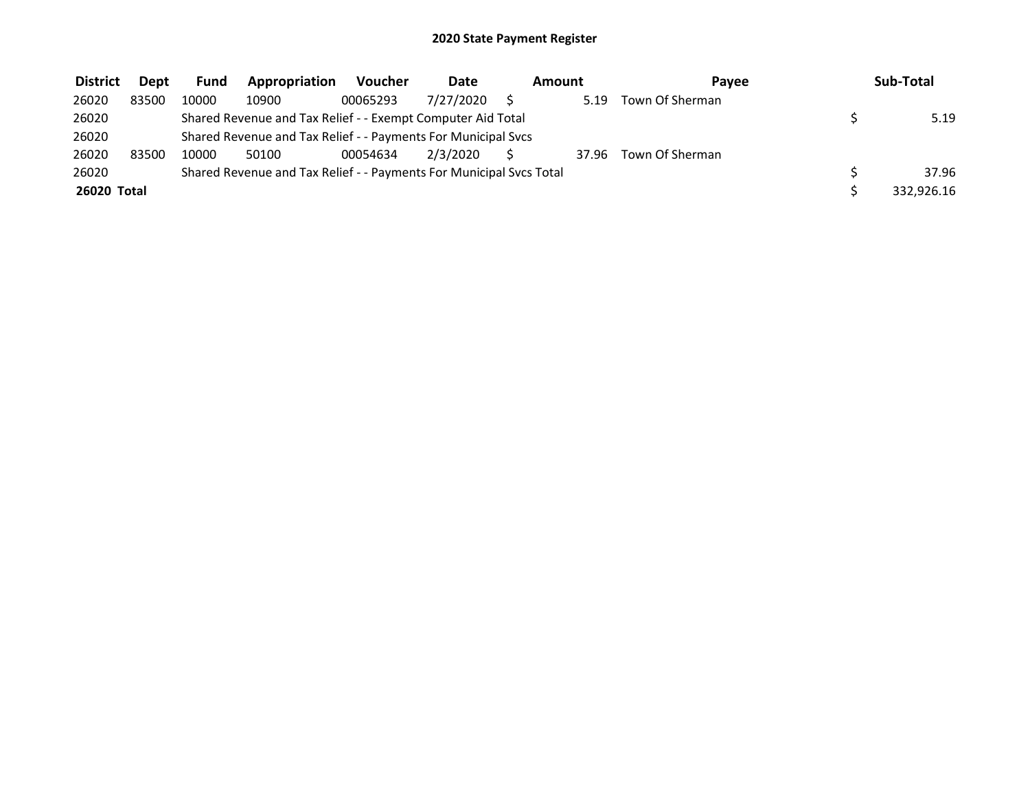# 2020 State Payment Register

| District | Dept | Fund | Appropriation | Voucher | Date | Amount | Payee | Sub-Total |
|---|---|---|---|---|---|---|---|---|
| 26020 | 83500 | 10000 | 10900 | 00065293 | 7/27/2020 | $ 5.19 | Town Of Sherman | |
| 26020 | | Shared Revenue and Tax Relief - - Exempt Computer Aid Total | | | | | | $ 5.19 |
| 26020 | | Shared Revenue and Tax Relief - - Payments For Municipal Svcs | | | | | | |
| 26020 | 83500 | 10000 | 50100 | 00054634 | 2/3/2020 | $ 37.96 | Town Of Sherman | |
| 26020 | | Shared Revenue and Tax Relief - - Payments For Municipal Svcs Total | | | | | | $ 37.96 |
| **26020 Total** | | | | | | | | $ 332,926.16 |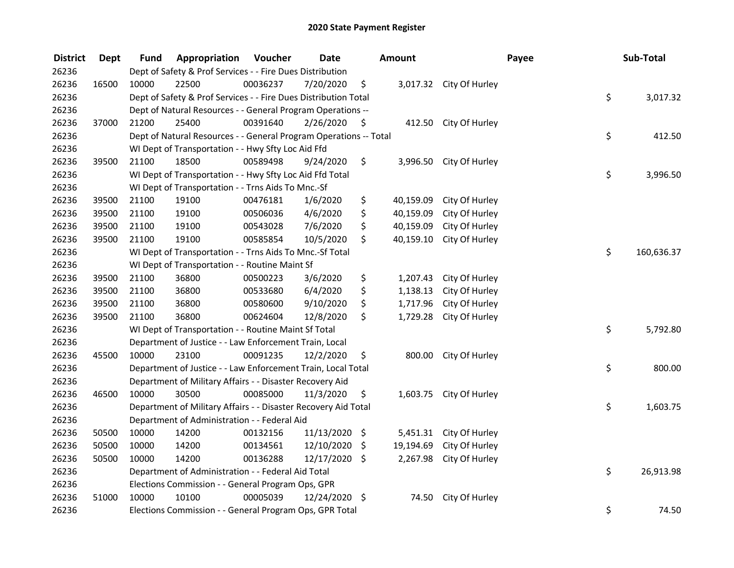# 2020 State Payment Register

| District | Dept | Fund | Appropriation | Voucher | Date | Amount | Payee | Sub-Total |
|---|---|---|---|---|---|---|---|---|
| 26236 | | Dept of Safety & Prof Services - - Fire Dues Distribution | | | | | | |
| 26236 | 16500 | 10000 | 22500 | 00036237 | 7/20/2020 | $ 3,017.32 | City Of Hurley | |
| 26236 | | Dept of Safety & Prof Services - - Fire Dues Distribution Total | | | | | | $ 3,017.32 |
| 26236 | | Dept of Natural Resources - - General Program Operations -- | | | | | | |
| 26236 | 37000 | 21200 | 25400 | 00391640 | 2/26/2020 | $ 412.50 | City Of Hurley | |
| 26236 | | Dept of Natural Resources - - General Program Operations -- Total | | | | | | $ 412.50 |
| 26236 | | WI Dept of Transportation - - Hwy Sfty Loc Aid Ffd | | | | | | |
| 26236 | 39500 | 21100 | 18500 | 00589498 | 9/24/2020 | $ 3,996.50 | City Of Hurley | |
| 26236 | | WI Dept of Transportation - - Hwy Sfty Loc Aid Ffd Total | | | | | | $ 3,996.50 |
| 26236 | | WI Dept of Transportation - - Trns Aids To Mnc.-Sf | | | | | | |
| 26236 | 39500 | 21100 | 19100 | 00476181 | 1/6/2020 | $ 40,159.09 | City Of Hurley | |
| 26236 | 39500 | 21100 | 19100 | 00506036 | 4/6/2020 | $ 40,159.09 | City Of Hurley | |
| 26236 | 39500 | 21100 | 19100 | 00543028 | 7/6/2020 | $ 40,159.09 | City Of Hurley | |
| 26236 | 39500 | 21100 | 19100 | 00585854 | 10/5/2020 | $ 40,159.10 | City Of Hurley | |
| 26236 | | WI Dept of Transportation - - Trns Aids To Mnc.-Sf Total | | | | | | $ 160,636.37 |
| 26236 | | WI Dept of Transportation - - Routine Maint Sf | | | | | | |
| 26236 | 39500 | 21100 | 36800 | 00500223 | 3/6/2020 | $ 1,207.43 | City Of Hurley | |
| 26236 | 39500 | 21100 | 36800 | 00533680 | 6/4/2020 | $ 1,138.13 | City Of Hurley | |
| 26236 | 39500 | 21100 | 36800 | 00580600 | 9/10/2020 | $ 1,717.96 | City Of Hurley | |
| 26236 | 39500 | 21100 | 36800 | 00624604 | 12/8/2020 | $ 1,729.28 | City Of Hurley | |
| 26236 | | WI Dept of Transportation - - Routine Maint Sf Total | | | | | | $ 5,792.80 |
| 26236 | | Department of Justice - - Law Enforcement Train, Local | | | | | | |
| 26236 | 45500 | 10000 | 23100 | 00091235 | 12/2/2020 | $ 800.00 | City Of Hurley | |
| 26236 | | Department of Justice - - Law Enforcement Train, Local Total | | | | | | $ 800.00 |
| 26236 | | Department of Military Affairs - - Disaster Recovery Aid | | | | | | |
| 26236 | 46500 | 10000 | 30500 | 00085000 | 11/3/2020 | $ 1,603.75 | City Of Hurley | |
| 26236 | | Department of Military Affairs - - Disaster Recovery Aid Total | | | | | | $ 1,603.75 |
| 26236 | | Department of Administration - - Federal Aid | | | | | | |
| 26236 | 50500 | 10000 | 14200 | 00132156 | 11/13/2020 | $ 5,451.31 | City Of Hurley | |
| 26236 | 50500 | 10000 | 14200 | 00134561 | 12/10/2020 | $ 19,194.69 | City Of Hurley | |
| 26236 | 50500 | 10000 | 14200 | 00136288 | 12/17/2020 | $ 2,267.98 | City Of Hurley | |
| 26236 | | Department of Administration - - Federal Aid Total | | | | | | $ 26,913.98 |
| 26236 | | Elections Commission - - General Program Ops, GPR | | | | | | |
| 26236 | 51000 | 10000 | 10100 | 00005039 | 12/24/2020 | $ 74.50 | City Of Hurley | |
| 26236 | | Elections Commission - - General Program Ops, GPR Total | | | | | | $ 74.50 |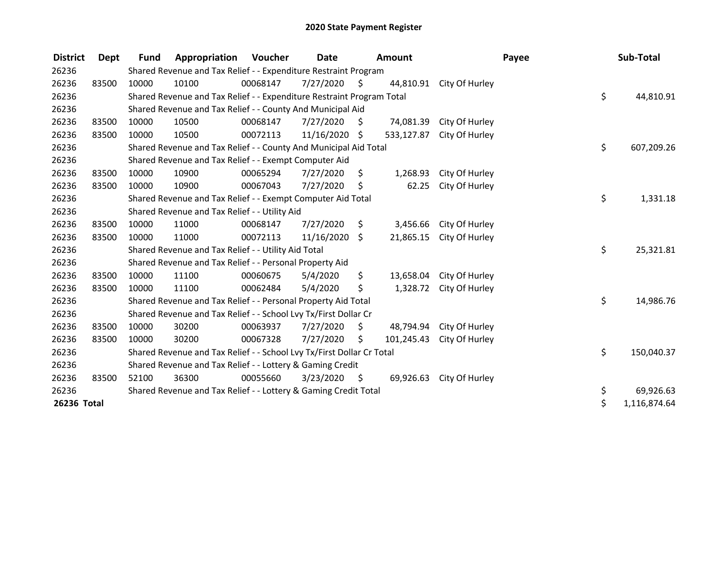# 2020 State Payment Register

| District | Dept | Fund | Appropriation | Voucher | Date | Amount | Payee | Sub-Total |
|---|---|---|---|---|---|---|---|---|
| 26236 | | Shared Revenue and Tax Relief - - Expenditure Restraint Program | | | | | | |
| 26236 | 83500 | 10000 | 10100 | 00068147 | 7/27/2020 | $ 44,810.91 | City Of Hurley | |
| 26236 | | Shared Revenue and Tax Relief - - Expenditure Restraint Program Total | | | | | | $ 44,810.91 |
| 26236 | | Shared Revenue and Tax Relief - - County And Municipal Aid | | | | | | |
| 26236 | 83500 | 10000 | 10500 | 00068147 | 7/27/2020 | $ 74,081.39 | City Of Hurley | |
| 26236 | 83500 | 10000 | 10500 | 00072113 | 11/16/2020 | $ 533,127.87 | City Of Hurley | |
| 26236 | | Shared Revenue and Tax Relief - - County And Municipal Aid Total | | | | | | $ 607,209.26 |
| 26236 | | Shared Revenue and Tax Relief - - Exempt Computer Aid | | | | | | |
| 26236 | 83500 | 10000 | 10900 | 00065294 | 7/27/2020 | $ 1,268.93 | City Of Hurley | |
| 26236 | 83500 | 10000 | 10900 | 00067043 | 7/27/2020 | $ 62.25 | City Of Hurley | |
| 26236 | | Shared Revenue and Tax Relief - - Exempt Computer Aid Total | | | | | | $ 1,331.18 |
| 26236 | | Shared Revenue and Tax Relief - - Utility Aid | | | | | | |
| 26236 | 83500 | 10000 | 11000 | 00068147 | 7/27/2020 | $ 3,456.66 | City Of Hurley | |
| 26236 | 83500 | 10000 | 11000 | 00072113 | 11/16/2020 | $ 21,865.15 | City Of Hurley | |
| 26236 | | Shared Revenue and Tax Relief - - Utility Aid Total | | | | | | $ 25,321.81 |
| 26236 | | Shared Revenue and Tax Relief - - Personal Property Aid | | | | | | |
| 26236 | 83500 | 10000 | 11100 | 00060675 | 5/4/2020 | $ 13,658.04 | City Of Hurley | |
| 26236 | 83500 | 10000 | 11100 | 00062484 | 5/4/2020 | $ 1,328.72 | City Of Hurley | |
| 26236 | | Shared Revenue and Tax Relief - - Personal Property Aid Total | | | | | | $ 14,986.76 |
| 26236 | | Shared Revenue and Tax Relief - - School Lvy Tx/First Dollar Cr | | | | | | |
| 26236 | 83500 | 10000 | 30200 | 00063937 | 7/27/2020 | $ 48,794.94 | City Of Hurley | |
| 26236 | 83500 | 10000 | 30200 | 00067328 | 7/27/2020 | $ 101,245.43 | City Of Hurley | |
| 26236 | | Shared Revenue and Tax Relief - - School Lvy Tx/First Dollar Cr Total | | | | | | $ 150,040.37 |
| 26236 | | Shared Revenue and Tax Relief - - Lottery & Gaming Credit | | | | | | |
| 26236 | 83500 | 52100 | 36300 | 00055660 | 3/23/2020 | $ 69,926.63 | City Of Hurley | |
| 26236 | | Shared Revenue and Tax Relief - - Lottery & Gaming Credit Total | | | | | | $ 69,926.63 |
| **26236 Total** | | | | | | | | $ 1,116,874.64 |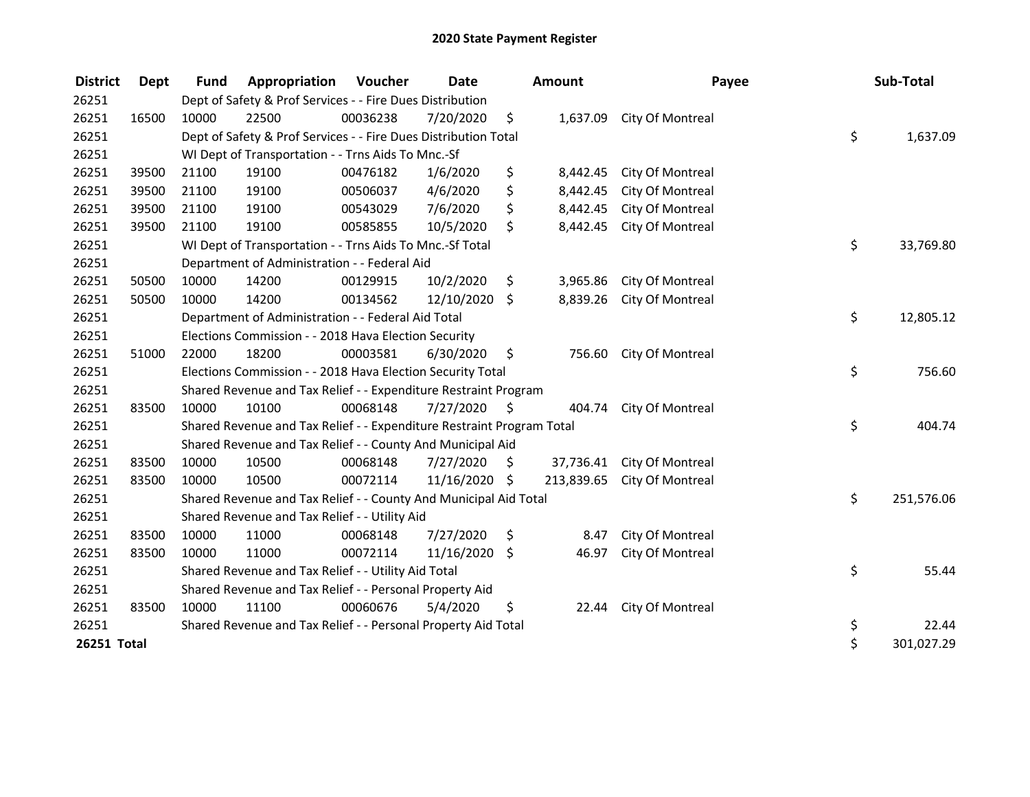# 2020 State Payment Register

| District | Dept | Fund | Appropriation | Voucher | Date | Amount | Payee | Sub-Total |
|---|---|---|---|---|---|---|---|---|
| 26251 | | Dept of Safety & Prof Services - - Fire Dues Distribution | | | | | | |
| 26251 | 16500 | 10000 | 22500 | 00036238 | 7/20/2020 | $ 1,637.09 | City Of Montreal | |
| 26251 | | Dept of Safety & Prof Services - - Fire Dues Distribution Total | | | | | | $ 1,637.09 |
| 26251 | | WI Dept of Transportation - - Trns Aids To Mnc.-Sf | | | | | | |
| 26251 | 39500 | 21100 | 19100 | 00476182 | 1/6/2020 | $ 8,442.45 | City Of Montreal | |
| 26251 | 39500 | 21100 | 19100 | 00506037 | 4/6/2020 | $ 8,442.45 | City Of Montreal | |
| 26251 | 39500 | 21100 | 19100 | 00543029 | 7/6/2020 | $ 8,442.45 | City Of Montreal | |
| 26251 | 39500 | 21100 | 19100 | 00585855 | 10/5/2020 | $ 8,442.45 | City Of Montreal | |
| 26251 | | WI Dept of Transportation - - Trns Aids To Mnc.-Sf Total | | | | | | $ 33,769.80 |
| 26251 | | Department of Administration - - Federal Aid | | | | | | |
| 26251 | 50500 | 10000 | 14200 | 00129915 | 10/2/2020 | $ 3,965.86 | City Of Montreal | |
| 26251 | 50500 | 10000 | 14200 | 00134562 | 12/10/2020 | $ 8,839.26 | City Of Montreal | |
| 26251 | | Department of Administration - - Federal Aid Total | | | | | | $ 12,805.12 |
| 26251 | | Elections Commission - - 2018 Hava Election Security | | | | | | |
| 26251 | 51000 | 22000 | 18200 | 00003581 | 6/30/2020 | $ 756.60 | City Of Montreal | |
| 26251 | | Elections Commission - - 2018 Hava Election Security Total | | | | | | $ 756.60 |
| 26251 | | Shared Revenue and Tax Relief - - Expenditure Restraint Program | | | | | | |
| 26251 | 83500 | 10000 | 10100 | 00068148 | 7/27/2020 | $ 404.74 | City Of Montreal | |
| 26251 | | Shared Revenue and Tax Relief - - Expenditure Restraint Program Total | | | | | | $ 404.74 |
| 26251 | | Shared Revenue and Tax Relief - - County And Municipal Aid | | | | | | |
| 26251 | 83500 | 10000 | 10500 | 00068148 | 7/27/2020 | $ 37,736.41 | City Of Montreal | |
| 26251 | 83500 | 10000 | 10500 | 00072114 | 11/16/2020 | $ 213,839.65 | City Of Montreal | |
| 26251 | | Shared Revenue and Tax Relief - - County And Municipal Aid Total | | | | | | $ 251,576.06 |
| 26251 | | Shared Revenue and Tax Relief - - Utility Aid | | | | | | |
| 26251 | 83500 | 10000 | 11000 | 00068148 | 7/27/2020 | $ 8.47 | City Of Montreal | |
| 26251 | 83500 | 10000 | 11000 | 00072114 | 11/16/2020 | $ 46.97 | City Of Montreal | |
| 26251 | | Shared Revenue and Tax Relief - - Utility Aid Total | | | | | | $ 55.44 |
| 26251 | | Shared Revenue and Tax Relief - - Personal Property Aid | | | | | | |
| 26251 | 83500 | 10000 | 11100 | 00060676 | 5/4/2020 | $ 22.44 | City Of Montreal | |
| 26251 | | Shared Revenue and Tax Relief - - Personal Property Aid Total | | | | | | $ 22.44 |
| **26251 Total** | | | | | | | | $ 301,027.29 |